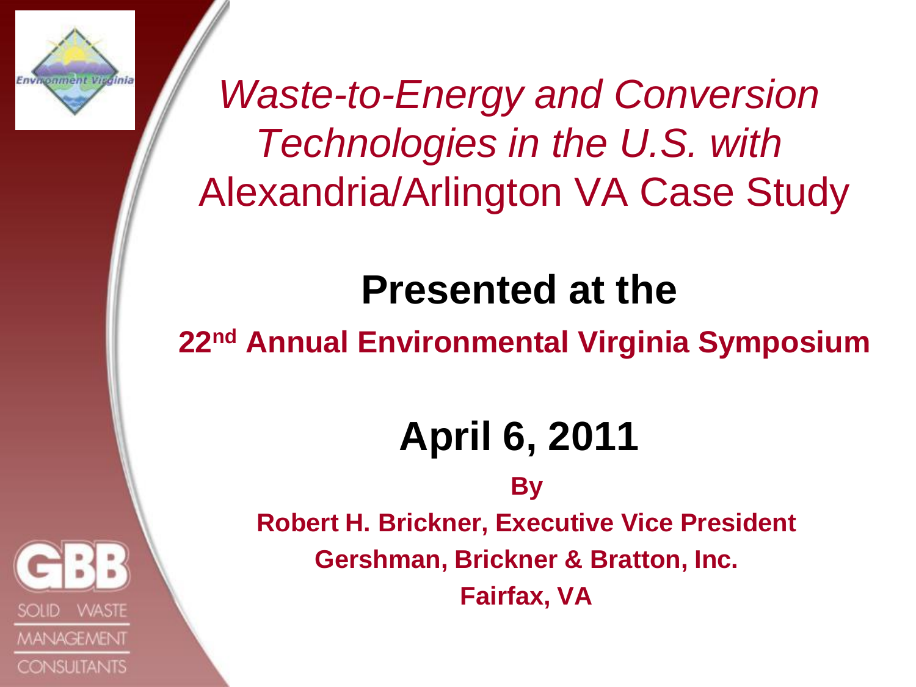# *Waste-to-Energy and Conversion Technologies in the U.S. with* Alexandria/Arlington VA Case Study

## Presented at the

**22nd Annual Environmental Virginia Symposium**

## April 6, 2011

**By**

**Robert H. Brickner, Executive Vice President**

**Gershman, Brickner & Bratton, Inc.**

**Fairfax, VA**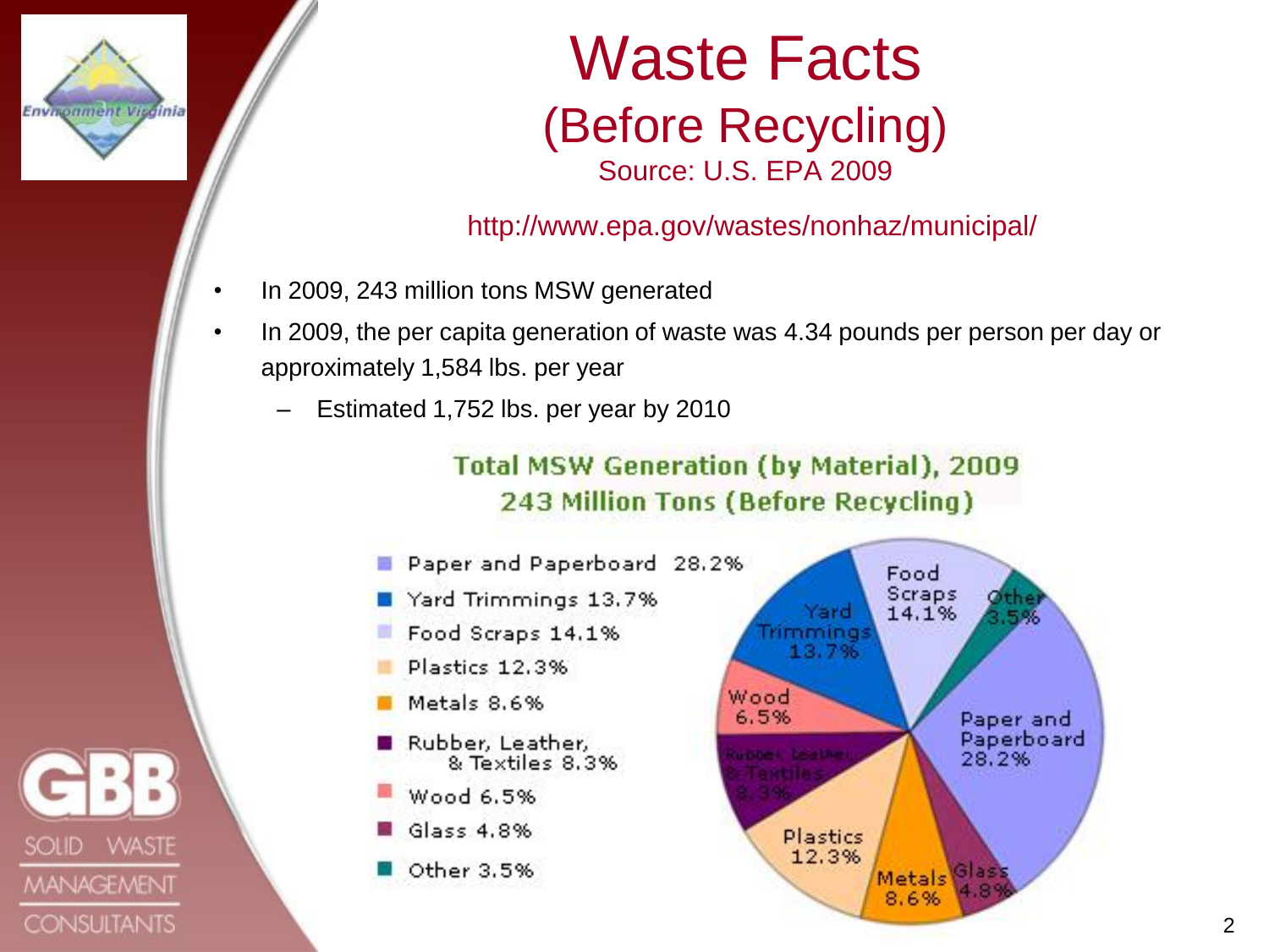# Waste Facts

## (Before Recycling)

Source: U.S. EPA 2009

http://www.epa.gov/wastes/nonhaz/municipal/

- In 2009, 243 million tons MSW generated
- In 2009, the per capita generation of waste was 4.34 pounds per person per day or approximately 1,584 lbs. per year
  - Estimated 1,752 lbs. per year by 2010

**Total MSW Generation (by Material), 2009**
**243 Million Tons (Before Recycling)**

| Material | Percentage |
| --- | --- |
| Paper and Paperboard | 28.2% |
| Yard Trimmings | 13.7% |
| Food Scraps | 14.1% |
| Plastics | 12.3% |
| Metals | 8.6% |
| Rubber, Leather, & Textiles | 8.3% |
| Wood | 6.5% |
| Glass | 4.8% |
| Other | 3.5% |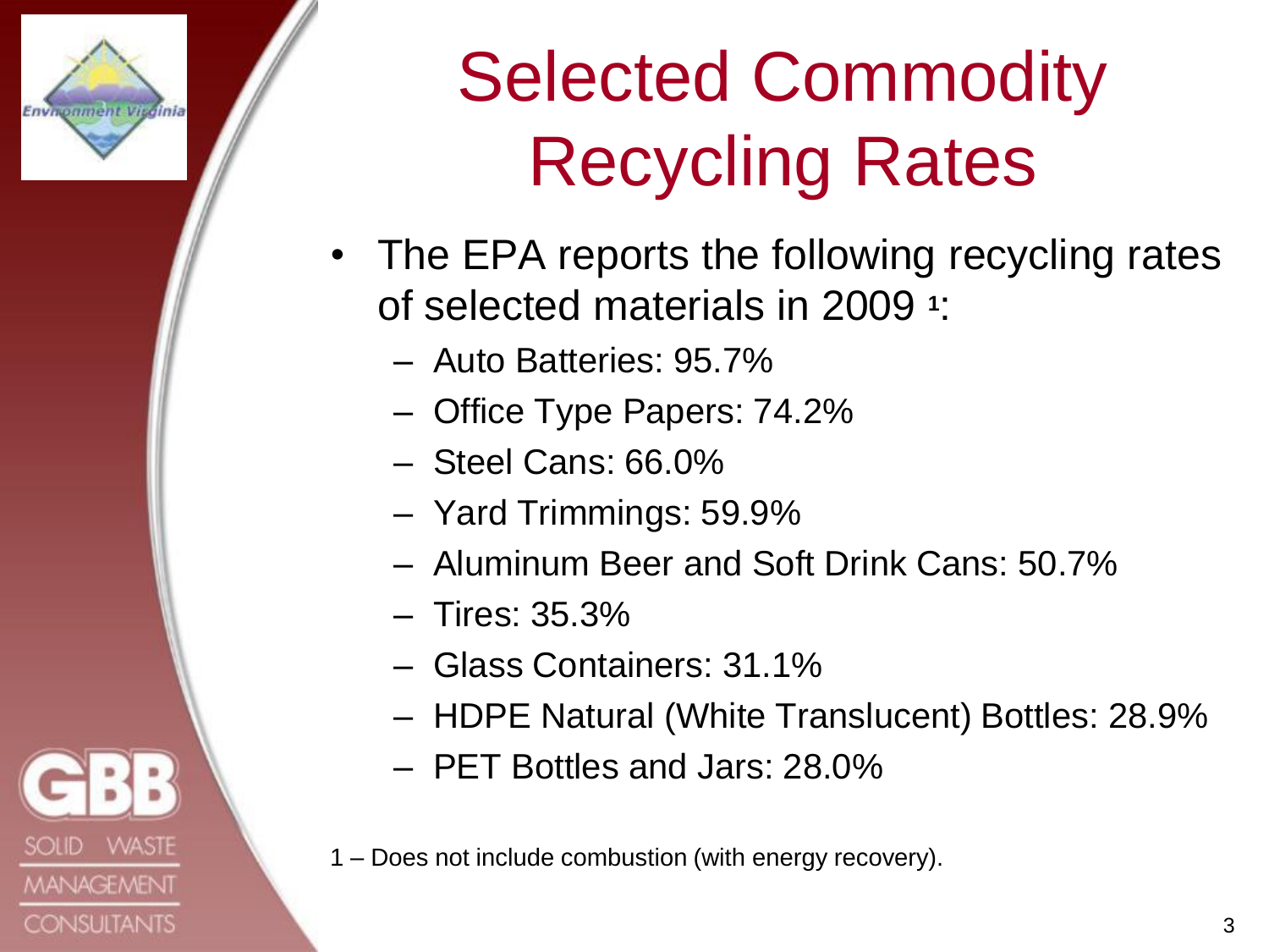# Selected Commodity Recycling Rates

- The EPA reports the following recycling rates of selected materials in 2009 [1]:
  - Auto Batteries: 95.7%
  - Office Type Papers: 74.2%
  - Steel Cans: 66.0%
  - Yard Trimmings: 59.9%
  - Aluminum Beer and Soft Drink Cans: 50.7%
  - Tires: 35.3%
  - Glass Containers: 31.1%
  - HDPE Natural (White Translucent) Bottles: 28.9%
  - PET Bottles and Jars: 28.0%

1 – Does not include combustion (with energy recovery).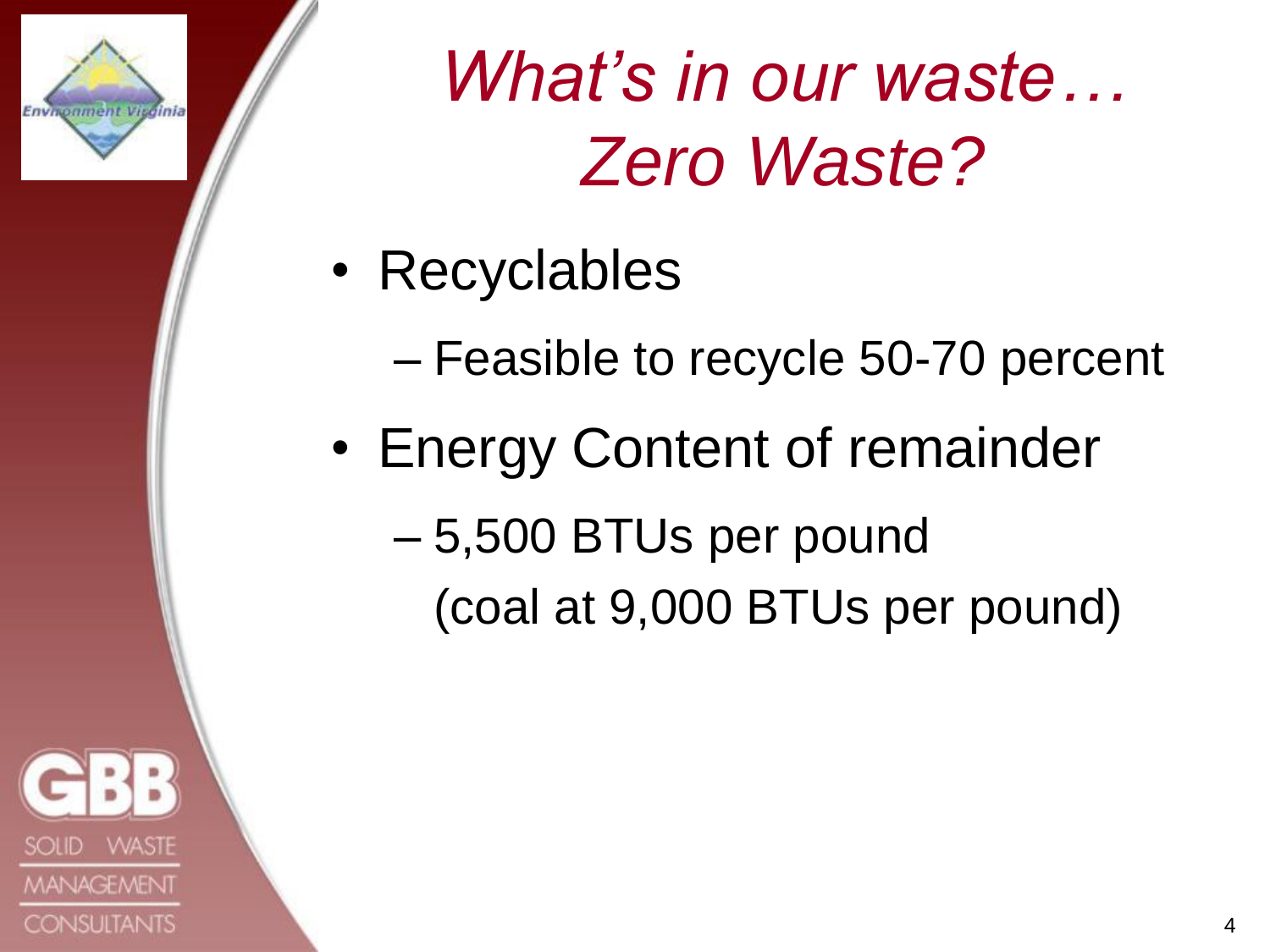# *What's in our waste… Zero Waste?*

- Recyclables
  - Feasible to recycle 50-70 percent
- Energy Content of remainder
  - 5,500 BTUs per pound (coal at 9,000 BTUs per pound)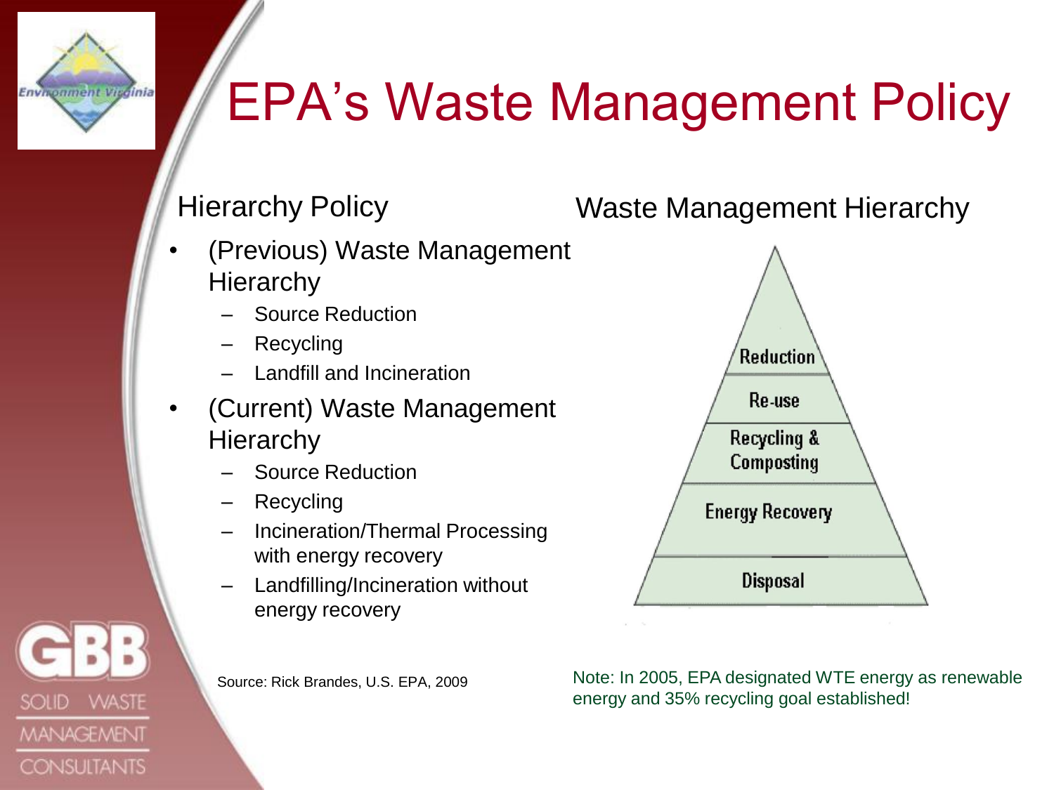# EPA's Waste Management Policy

## Hierarchy Policy

- (Previous) Waste Management Hierarchy
  - Source Reduction
  - Recycling
  - Landfill and Incineration
- (Current) Waste Management Hierarchy
  - Source Reduction
  - Recycling
  - Incineration/Thermal Processing with energy recovery
  - Landfilling/Incineration without energy recovery

Source: Rick Brandes, U.S. EPA, 2009

## Waste Management Hierarchy

- Reduction
- Re-use
- Recycling & Composting
- Energy Recovery
- Disposal

Note: In 2005, EPA designated WTE energy as renewable energy and 35% recycling goal established!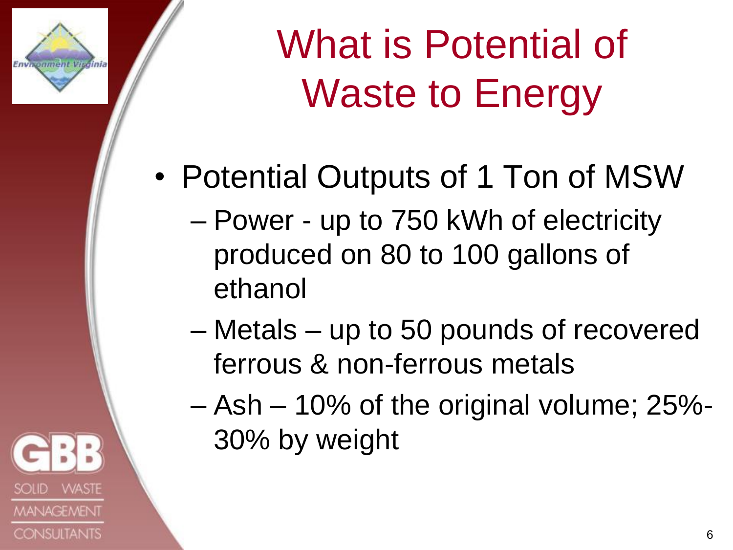# What is Potential of Waste to Energy

- Potential Outputs of 1 Ton of MSW
  - Power - up to 750 kWh of electricity produced on 80 to 100 gallons of ethanol
  - Metals – up to 50 pounds of recovered ferrous & non-ferrous metals
  - Ash – 10% of the original volume; 25%-30% by weight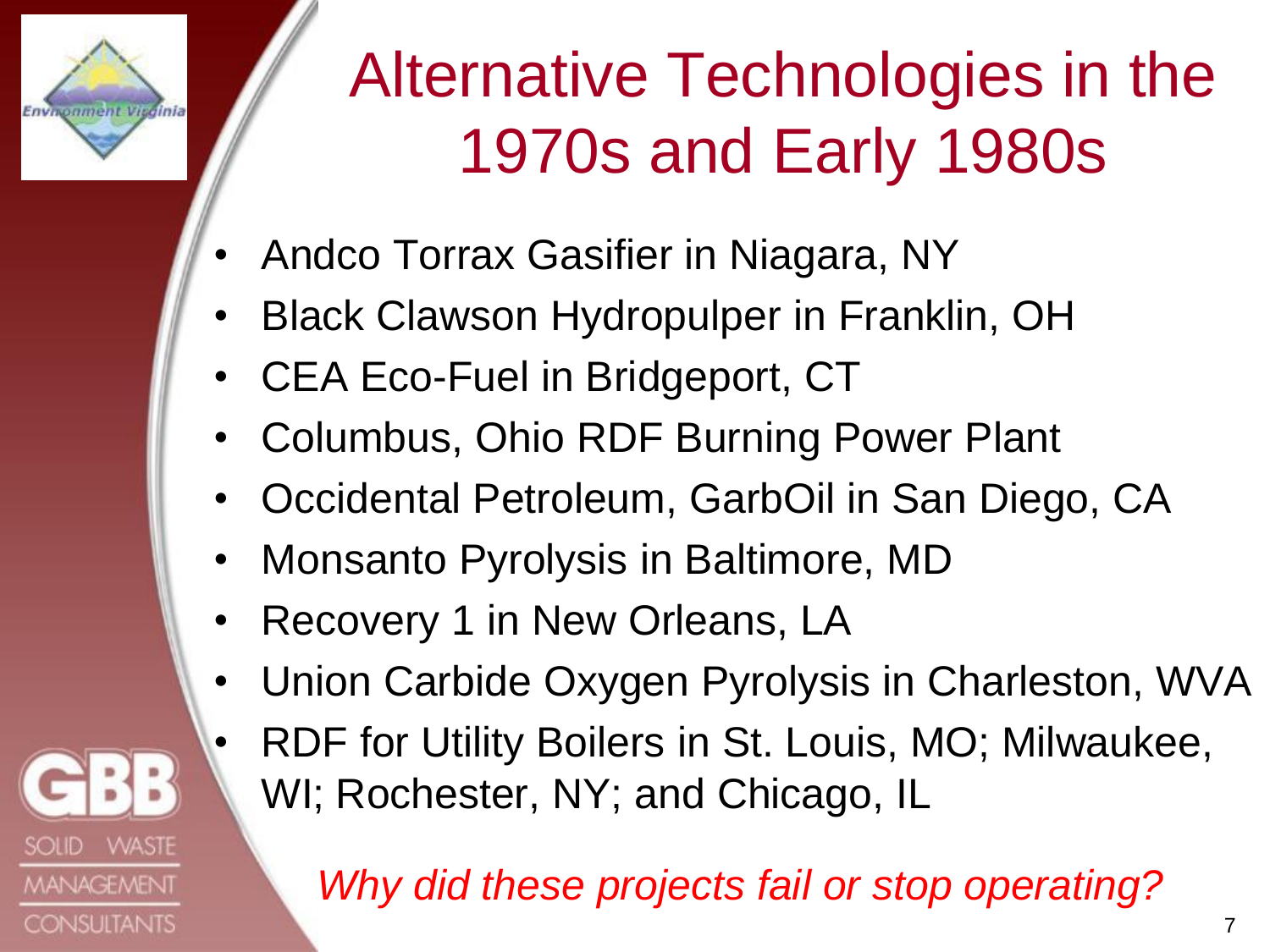# Alternative Technologies in the 1970s and Early 1980s

- Andco Torrax Gasifier in Niagara, NY
- Black Clawson Hydropulper in Franklin, OH
- CEA Eco-Fuel in Bridgeport, CT
- Columbus, Ohio RDF Burning Power Plant
- Occidental Petroleum, GarbOil in San Diego, CA
- Monsanto Pyrolysis in Baltimore, MD
- Recovery 1 in New Orleans, LA
- Union Carbide Oxygen Pyrolysis in Charleston, WVA
- RDF for Utility Boilers in St. Louis, MO; Milwaukee, WI; Rochester, NY; and Chicago, IL

*Why did these projects fail or stop operating?*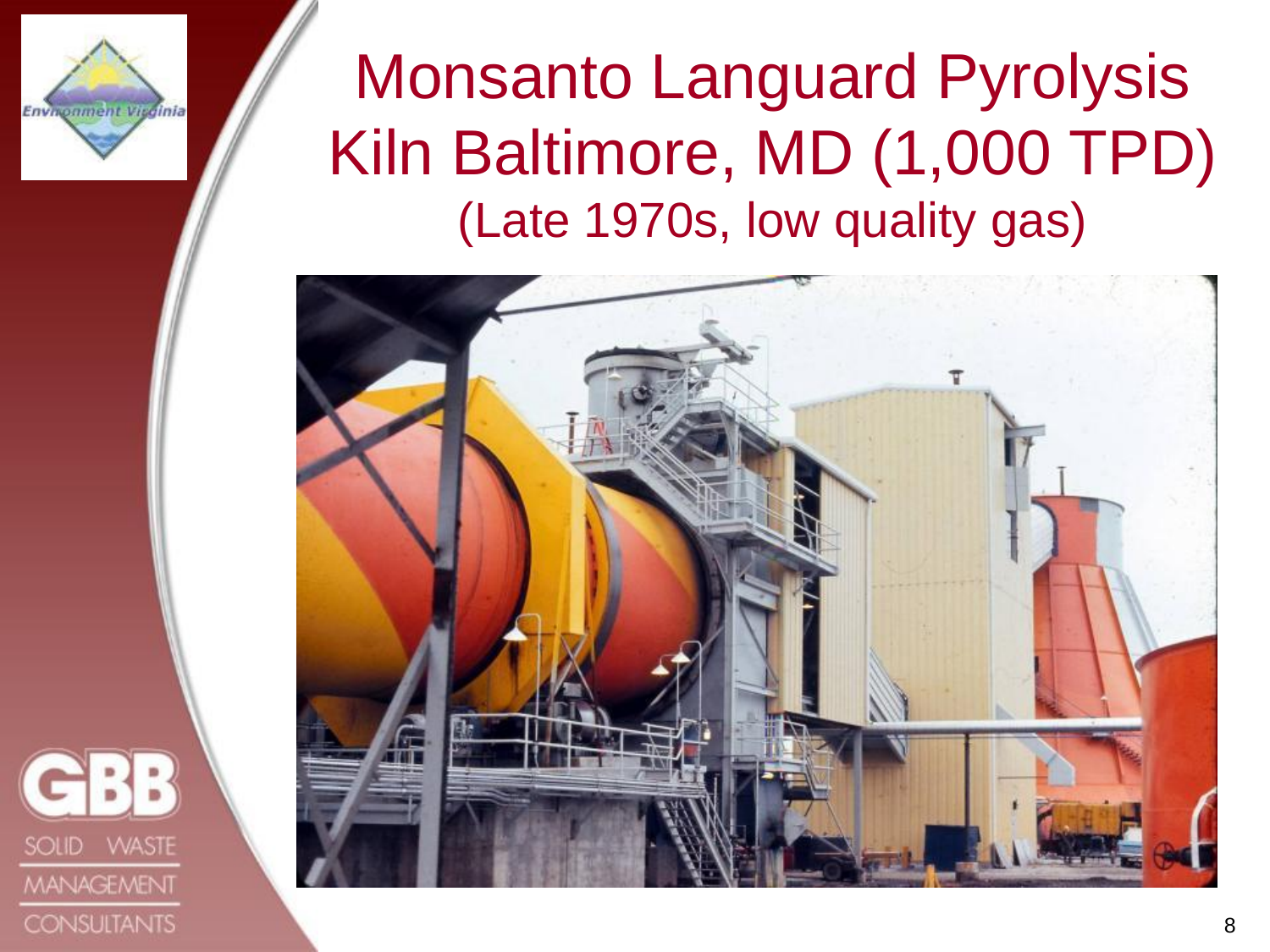# Monsanto Languard Pyrolysis Kiln Baltimore, MD (1,000 TPD)

(Late 1970s, low quality gas)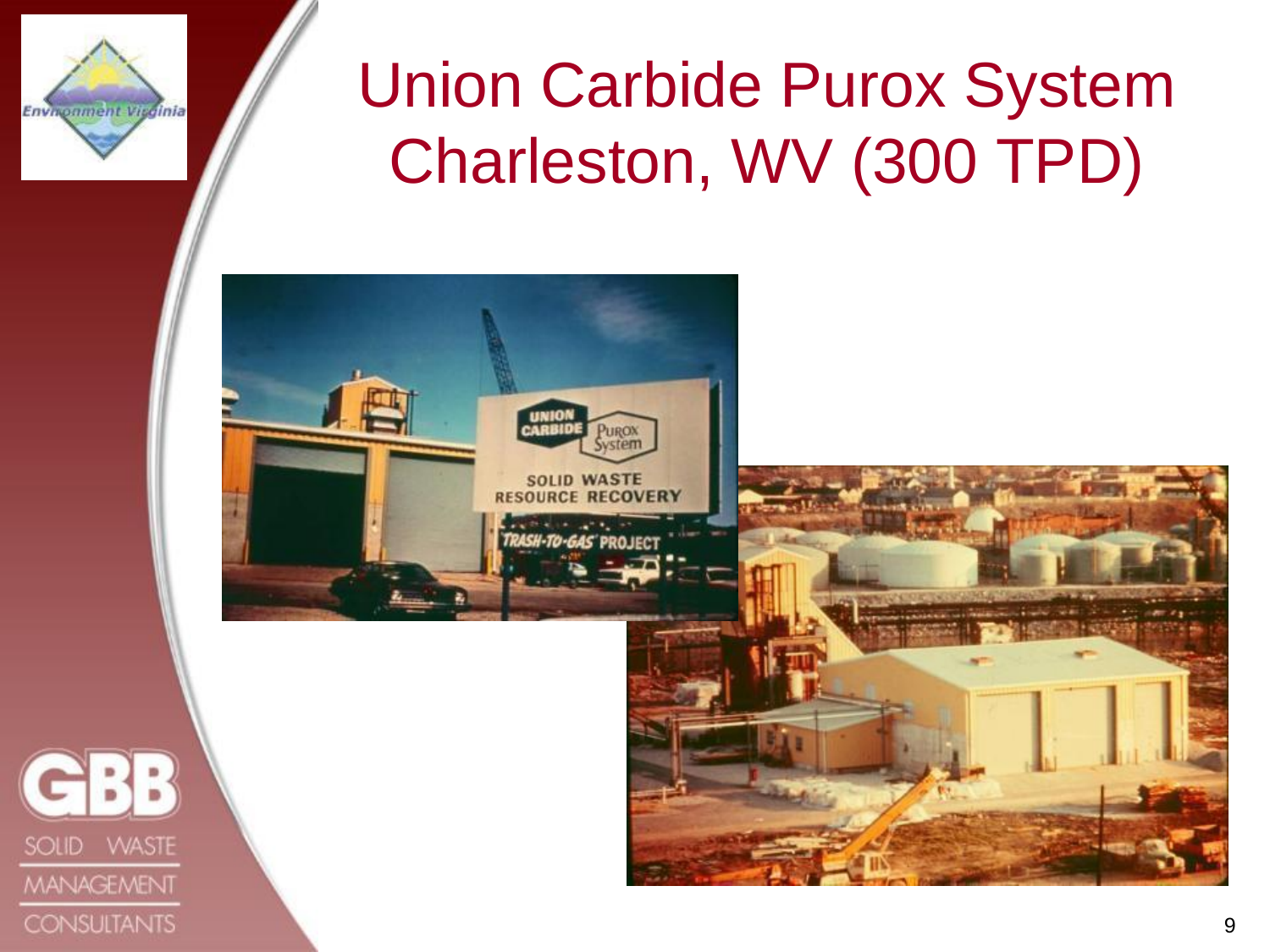# Union Carbide Purox System Charleston, WV (300 TPD)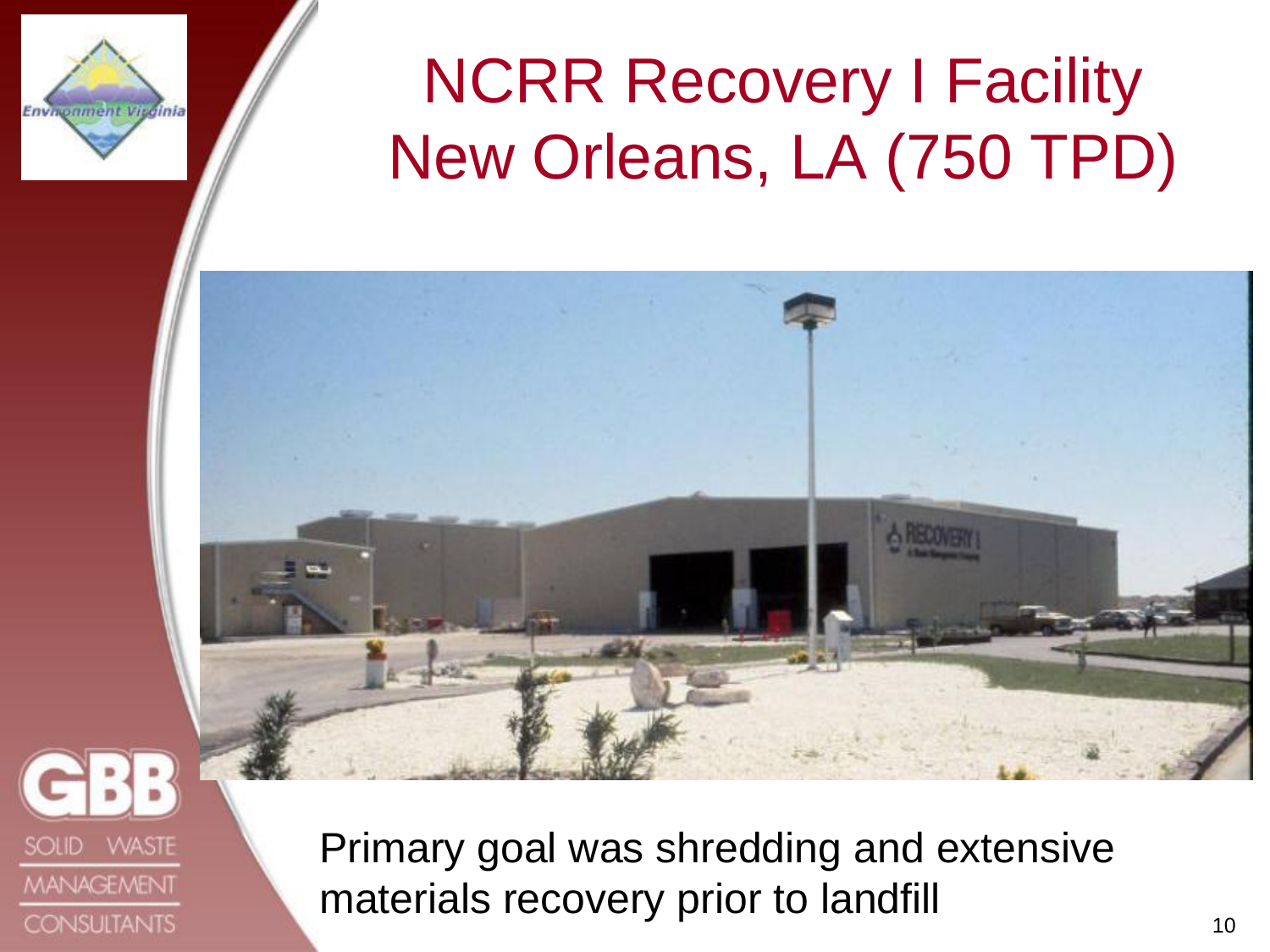# NCRR Recovery I Facility New Orleans, LA (750 TPD)

Primary goal was shredding and extensive materials recovery prior to landfill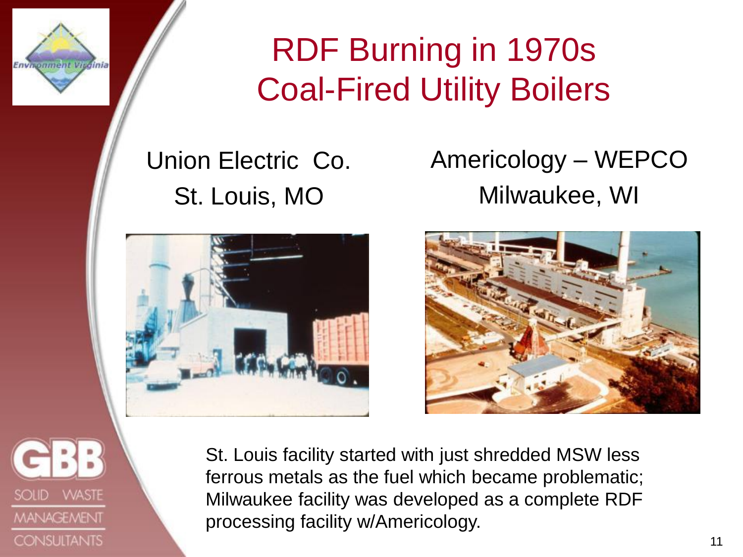# RDF Burning in 1970s Coal-Fired Utility Boilers

Union Electric Co.
St. Louis, MO

Americology – WEPCO
Milwaukee, WI

St. Louis facility started with just shredded MSW less ferrous metals as the fuel which became problematic; Milwaukee facility was developed as a complete RDF processing facility w/Americology.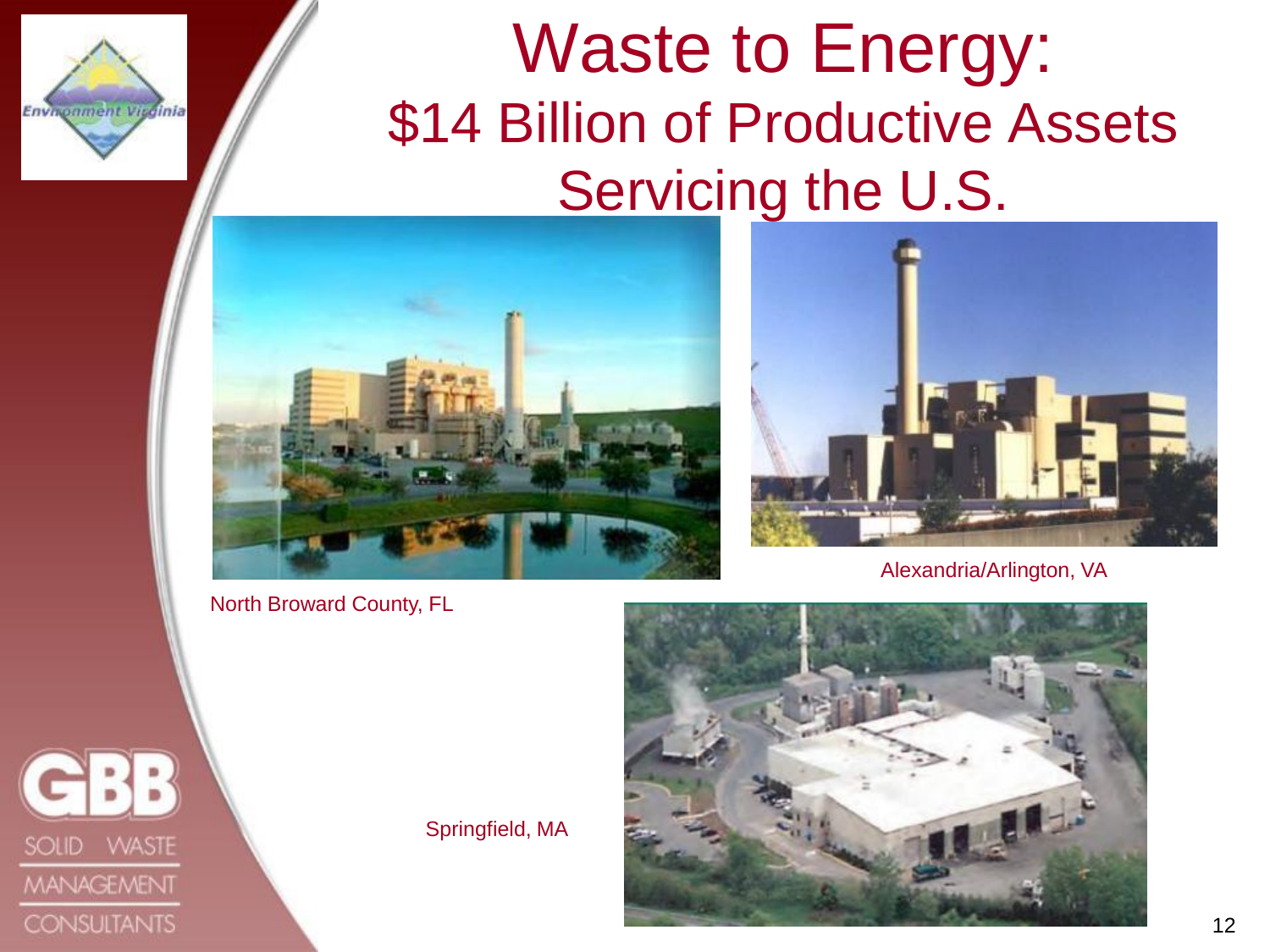# Waste to Energy:

## $14 Billion of Productive Assets Servicing the U.S.

North Broward County, FL

Alexandria/Arlington, VA

Springfield, MA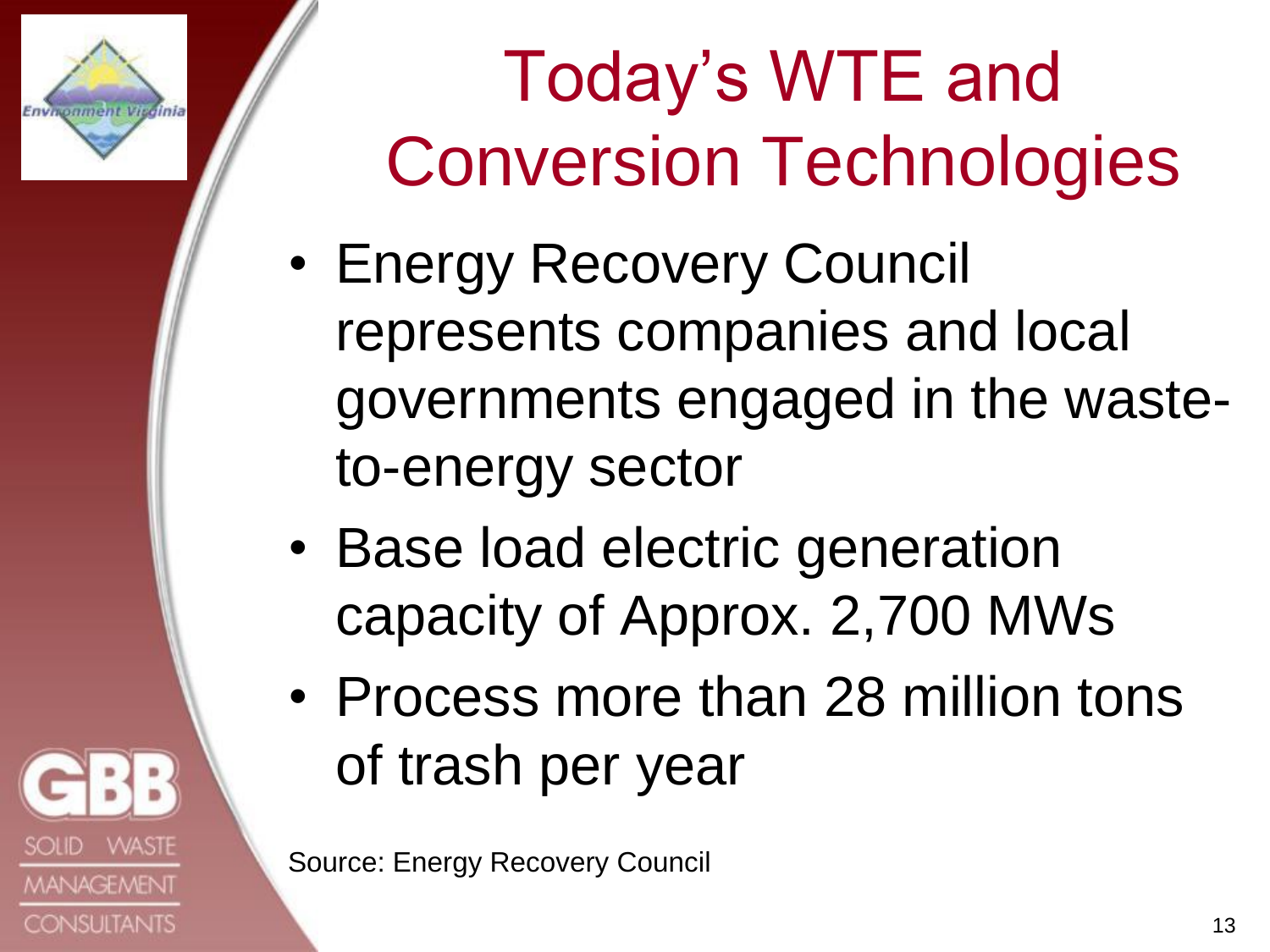# Today's WTE and Conversion Technologies

- Energy Recovery Council represents companies and local governments engaged in the waste-to-energy sector
- Base load electric generation capacity of Approx. 2,700 MWs
- Process more than 28 million tons of trash per year

Source: Energy Recovery Council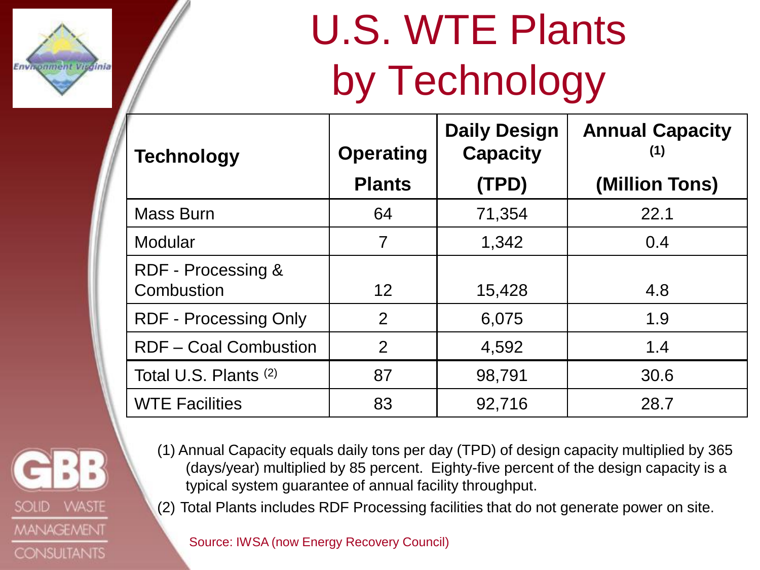# U.S. WTE Plants by Technology

| Technology | Operating Plants | Daily Design Capacity (TPD) | Annual Capacity (1) (Million Tons) |
|---|---|---|---|
| Mass Burn | 64 | 71,354 | 22.1 |
| Modular | 7 | 1,342 | 0.4 |
| RDF - Processing & Combustion | 12 | 15,428 | 4.8 |
| RDF - Processing Only | 2 | 6,075 | 1.9 |
| RDF – Coal Combustion | 2 | 4,592 | 1.4 |
| Total U.S. Plants (2) | 87 | 98,791 | 30.6 |
| WTE Facilities | 83 | 92,716 | 28.7 |

(1) Annual Capacity equals daily tons per day (TPD) of design capacity multiplied by 365 (days/year) multiplied by 85 percent. Eighty-five percent of the design capacity is a typical system guarantee of annual facility throughput.

(2) Total Plants includes RDF Processing facilities that do not generate power on site.

Source: IWSA (now Energy Recovery Council)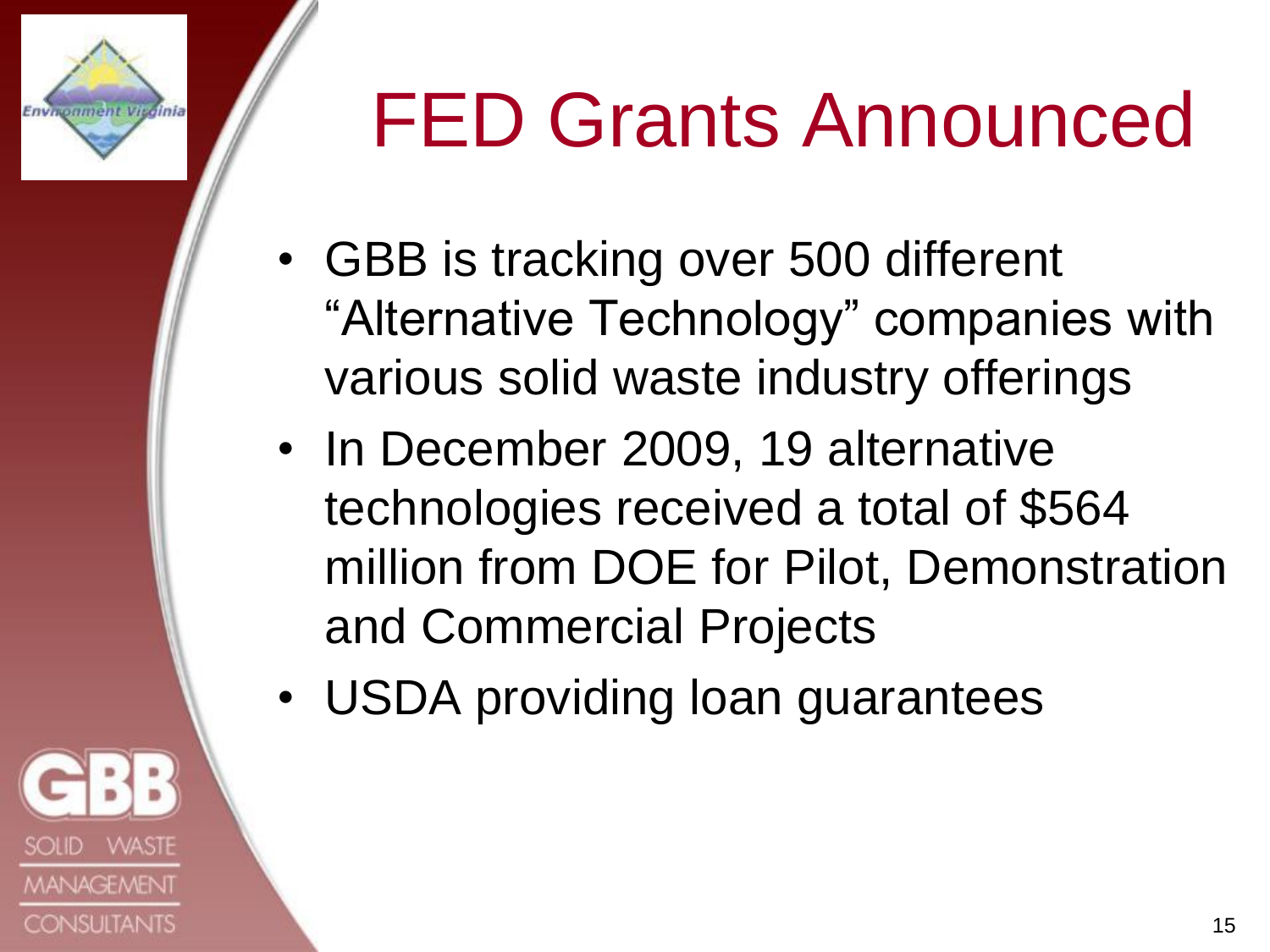# FED Grants Announced

- GBB is tracking over 500 different “Alternative Technology” companies with various solid waste industry offerings
- In December 2009, 19 alternative technologies received a total of $564 million from DOE for Pilot, Demonstration and Commercial Projects
- USDA providing loan guarantees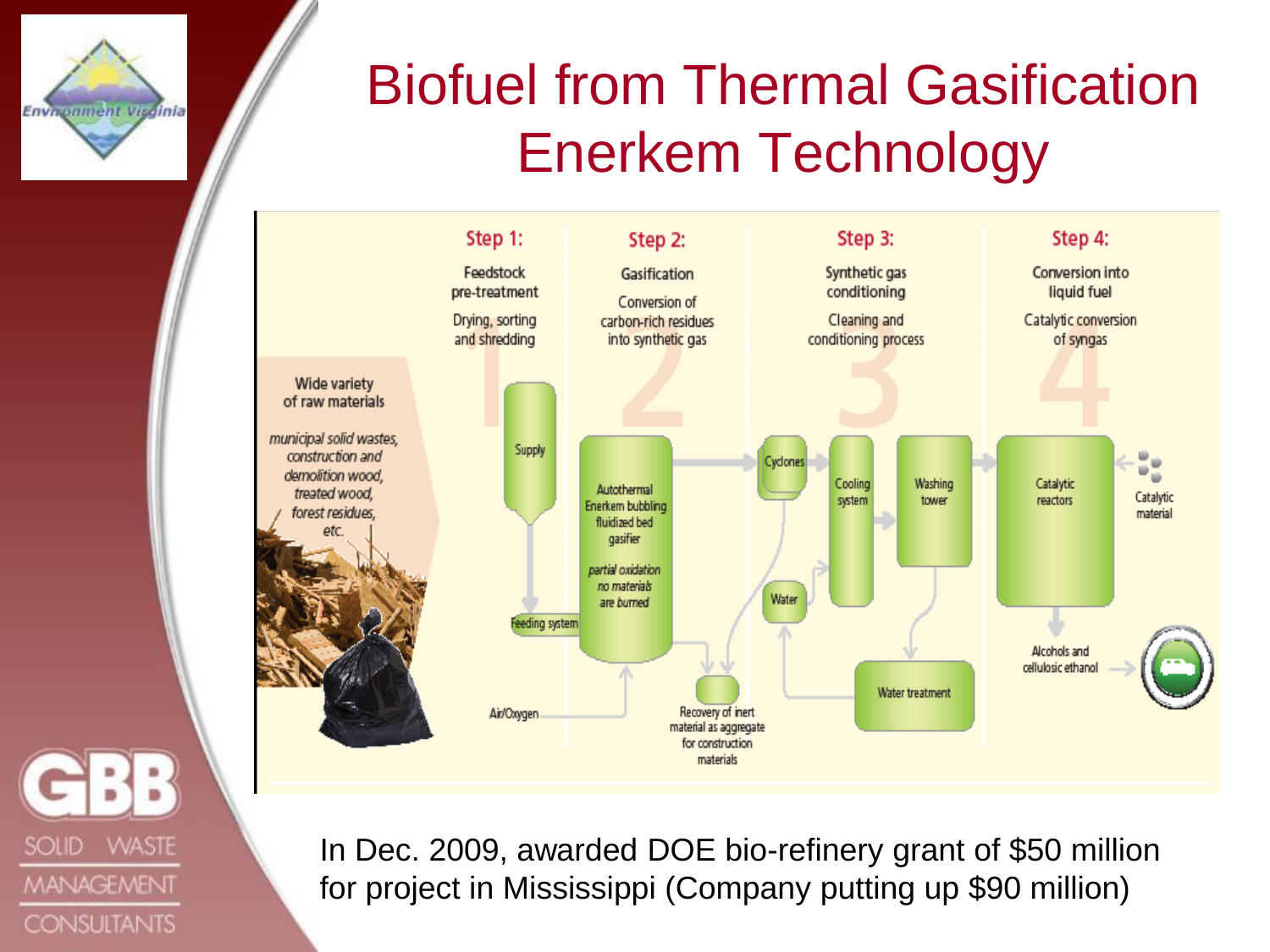# Biofuel from Thermal Gasification Enerkem Technology

**Step 1:** Feedstock pre-treatment
Drying, sorting and shredding

**Step 2:** Gasification
Conversion of carbon-rich residues into synthetic gas

**Step 3:** Synthetic gas conditioning
Cleaning and conditioning process

**Step 4:** Conversion into liquid fuel
Catalytic conversion of syngas

Wide variety of raw materials

*municipal solid wastes, construction and demolition wood, treated wood, forest residues, etc.*

Supply

Feeding system

Air/Oxygen

Autothermal Enerkem bubbling fluidized bed gasifier

*partial oxidation no materials are burned*

Recovery of inert material as aggregate for construction materials

Cyclones

Water

Cooling system

Washing tower

Water treatment

Catalytic reactors

Catalytic material

Alcohols and cellulosic ethanol

In Dec. 2009, awarded DOE bio-refinery grant of $50 million for project in Mississippi (Company putting up $90 million)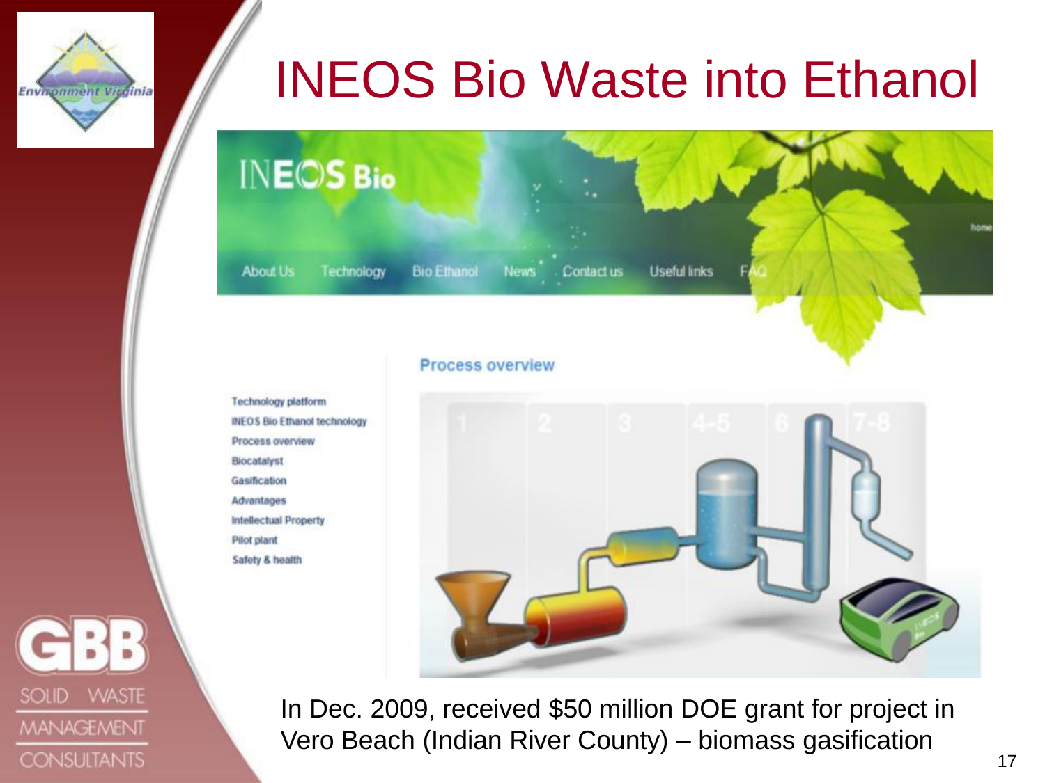# INEOS Bio Waste into Ethanol

In Dec. 2009, received $50 million DOE grant for project in Vero Beach (Indian River County) – biomass gasification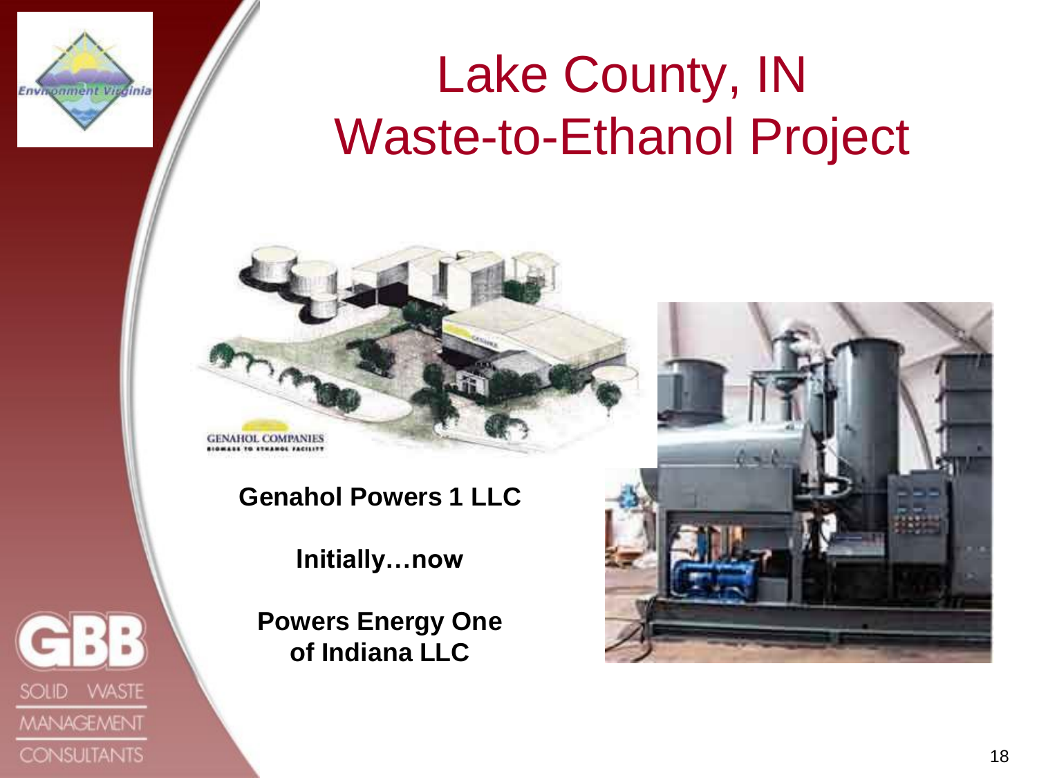# Lake County, IN Waste-to-Ethanol Project

**Genahol Powers 1 LLC**

**Initially…now**

**Powers Energy One of Indiana LLC**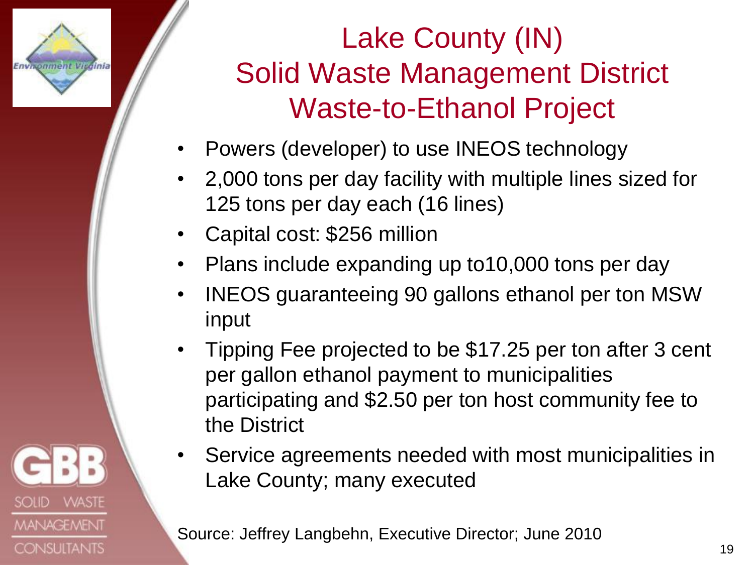# Lake County (IN) Solid Waste Management District Waste-to-Ethanol Project

- Powers (developer) to use INEOS technology
- 2,000 tons per day facility with multiple lines sized for 125 tons per day each (16 lines)
- Capital cost: $256 million
- Plans include expanding up to10,000 tons per day
- INEOS guaranteeing 90 gallons ethanol per ton MSW input
- Tipping Fee projected to be $17.25 per ton after 3 cent per gallon ethanol payment to municipalities participating and $2.50 per ton host community fee to the District
- Service agreements needed with most municipalities in Lake County; many executed

Source: Jeffrey Langbehn, Executive Director; June 2010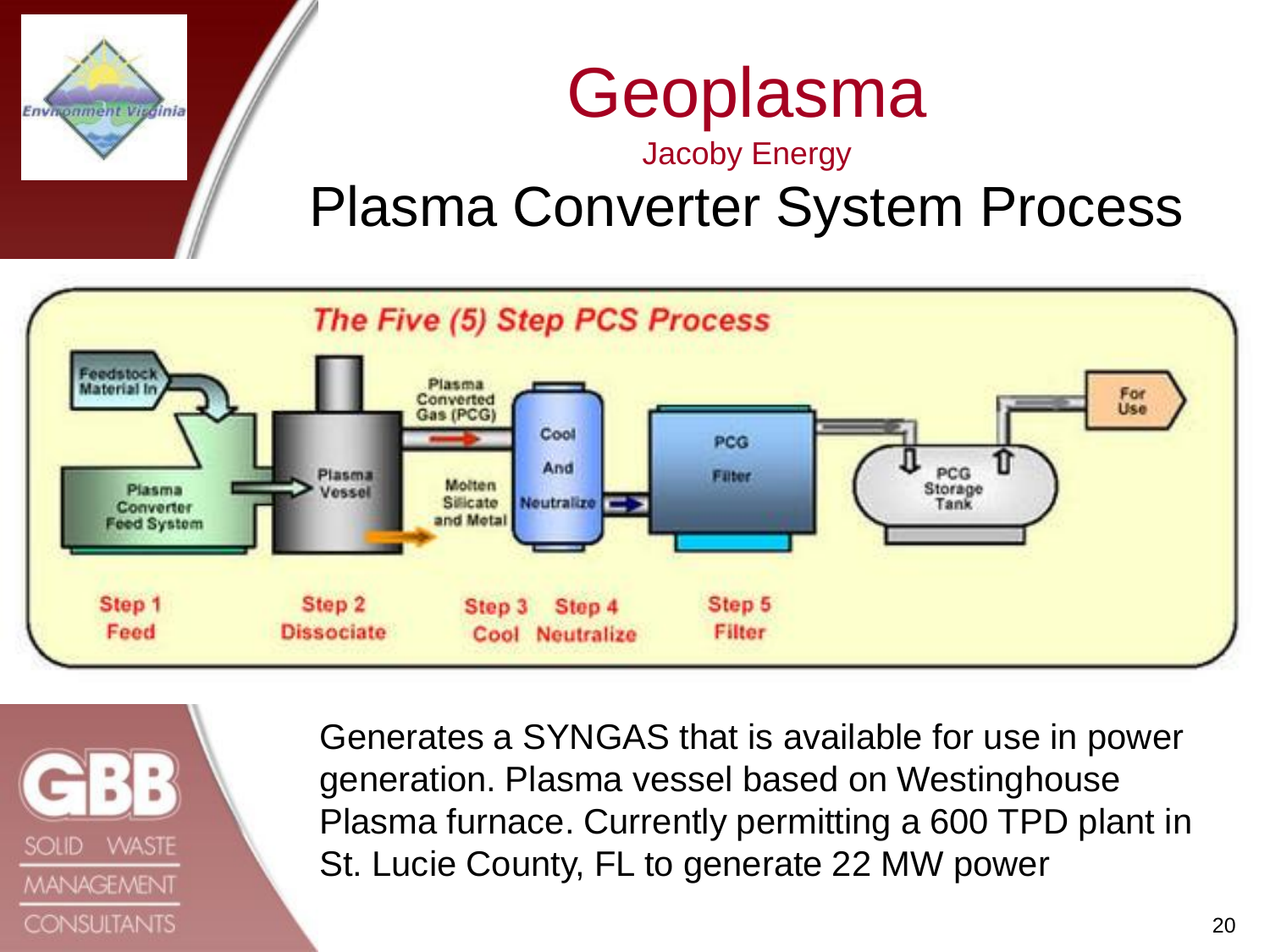# Geoplasma

### Jacoby Energy

## Plasma Converter System Process

**The Five (5) Step PCS Process**

Feedstock Material In → Plasma Converter Feed System → Plasma Vessel → Plasma Converted Gas (PCG) / Molten Silicate and Metal → Cool And Neutralize → PCG Filter → PCG Storage Tank → For Use

| Step 1 | Step 2 | Step 3 | Step 4 | Step 5 |
|---|---|---|---|---|
| Feed | Dissociate | Cool | Neutralize | Filter |

Generates a SYNGAS that is available for use in power generation. Plasma vessel based on Westinghouse Plasma furnace. Currently permitting a 600 TPD plant in St. Lucie County, FL to generate 22 MW power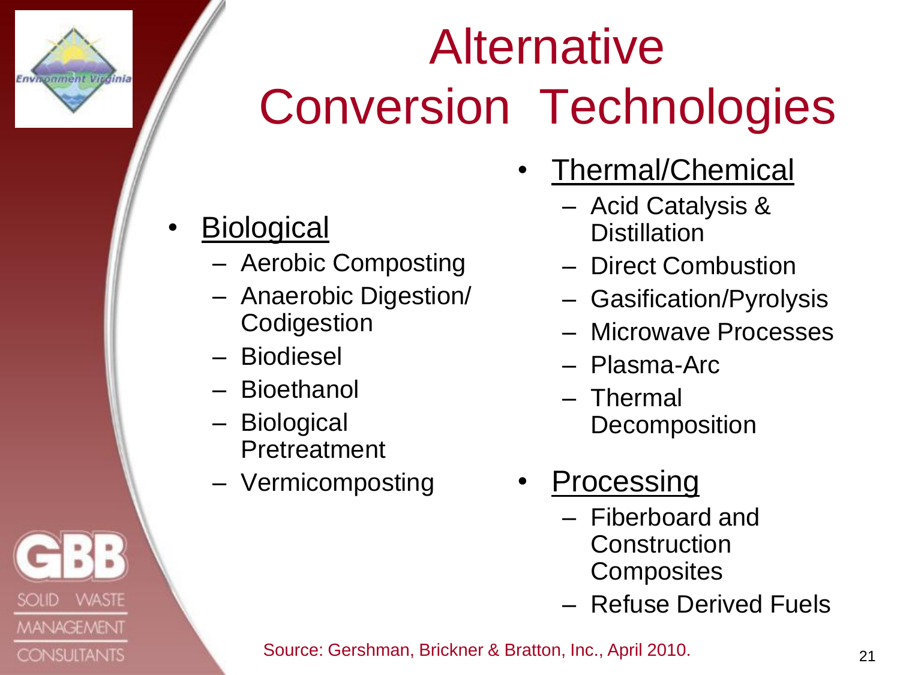# Alternative Conversion Technologies

- Biological
  - Aerobic Composting
  - Anaerobic Digestion/ Codigestion
  - Biodiesel
  - Bioethanol
  - Biological Pretreatment
  - Vermicomposting

- Thermal/Chemical
  - Acid Catalysis & Distillation
  - Direct Combustion
  - Gasification/Pyrolysis
  - Microwave Processes
  - Plasma-Arc
  - Thermal Decomposition

- Processing
  - Fiberboard and Construction Composites
  - Refuse Derived Fuels

Source: Gershman, Brickner & Bratton, Inc., April 2010.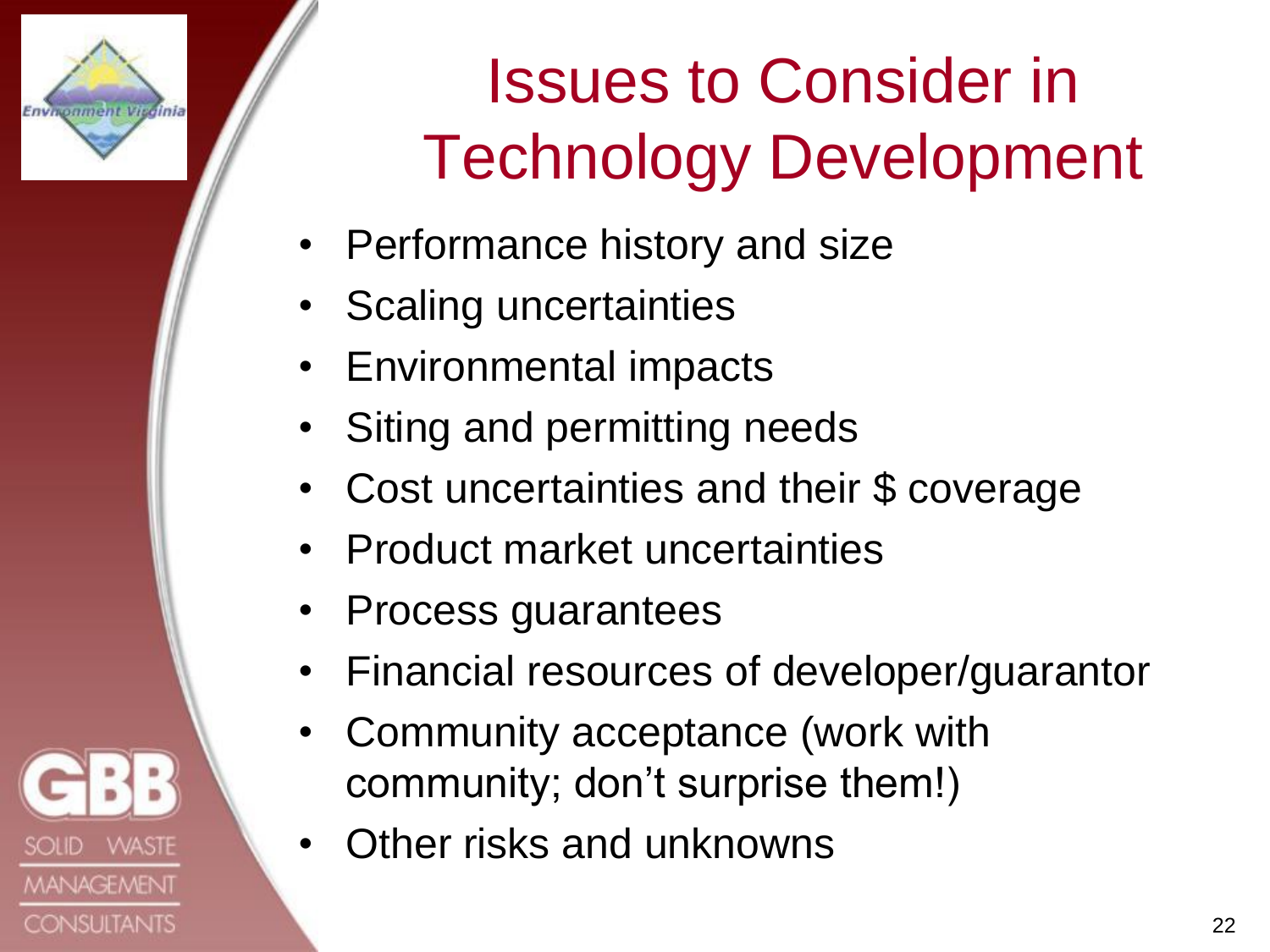# Issues to Consider in Technology Development

- Performance history and size
- Scaling uncertainties
- Environmental impacts
- Siting and permitting needs
- Cost uncertainties and their $ coverage
- Product market uncertainties
- Process guarantees
- Financial resources of developer/guarantor
- Community acceptance (work with community; don't surprise them!)
- Other risks and unknowns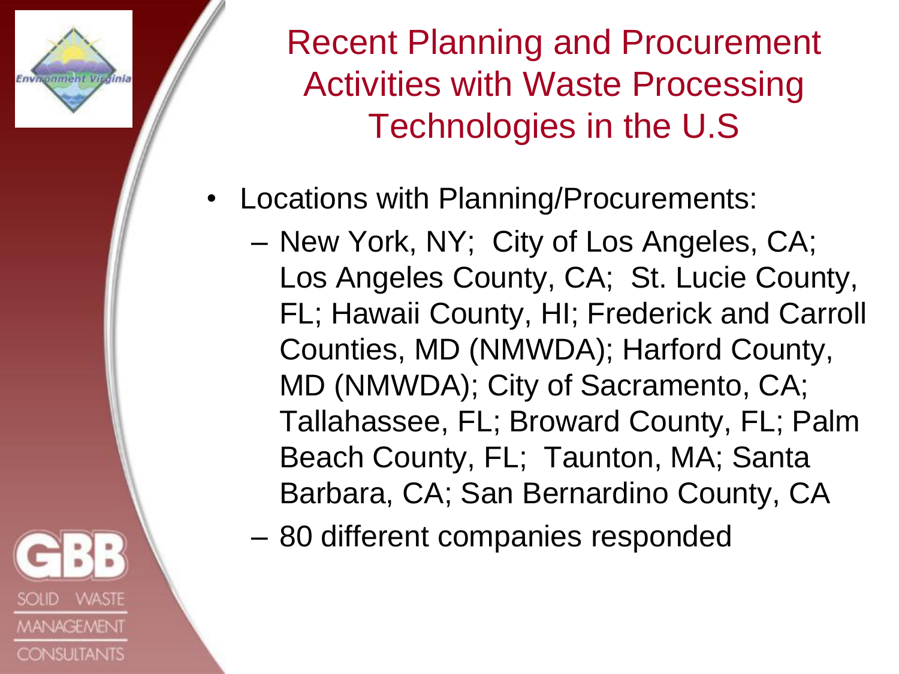# Recent Planning and Procurement Activities with Waste Processing Technologies in the U.S

- Locations with Planning/Procurements:
  - New York, NY; City of Los Angeles, CA; Los Angeles County, CA; St. Lucie County, FL; Hawaii County, HI; Frederick and Carroll Counties, MD (NMWDA); Harford County, MD (NMWDA); City of Sacramento, CA; Tallahassee, FL; Broward County, FL; Palm Beach County, FL; Taunton, MA; Santa Barbara, CA; San Bernardino County, CA
  - 80 different companies responded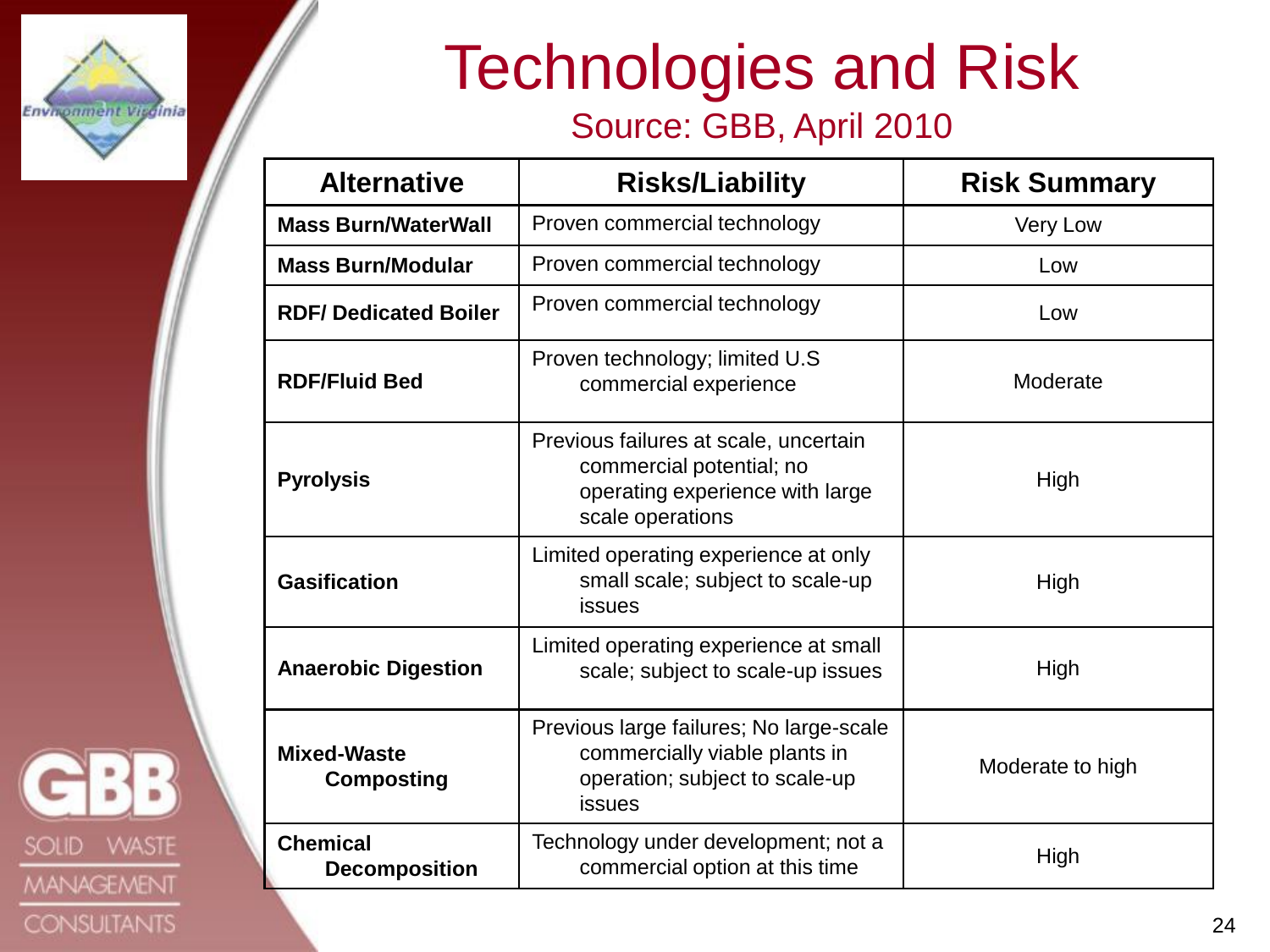# Technologies and Risk

## Source: GBB, April 2010

| Alternative | Risks/Liability | Risk Summary |
|---|---|---|
| **Mass Burn/WaterWall** | Proven commercial technology | Very Low |
| **Mass Burn/Modular** | Proven commercial technology | Low |
| **RDF/ Dedicated Boiler** | Proven commercial technology | Low |
| **RDF/Fluid Bed** | Proven technology; limited U.S commercial experience | Moderate |
| **Pyrolysis** | Previous failures at scale, uncertain commercial potential; no operating experience with large scale operations | High |
| **Gasification** | Limited operating experience at only small scale; subject to scale-up issues | High |
| **Anaerobic Digestion** | Limited operating experience at small scale; subject to scale-up issues | High |
| **Mixed-Waste Composting** | Previous large failures; No large-scale commercially viable plants in operation; subject to scale-up issues | Moderate to high |
| **Chemical Decomposition** | Technology under development; not a commercial option at this time | High |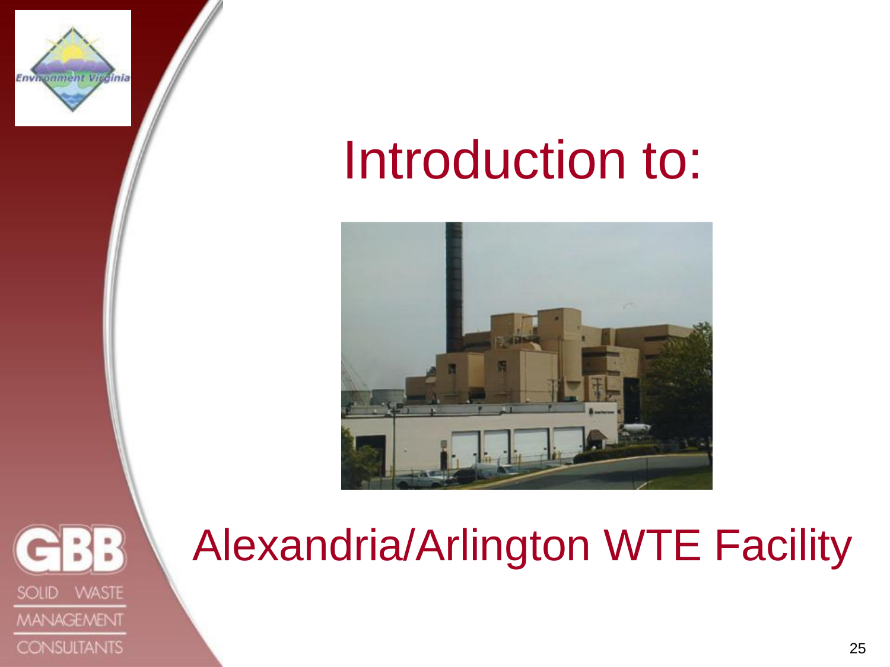# Introduction to:

## Alexandria/Arlington WTE Facility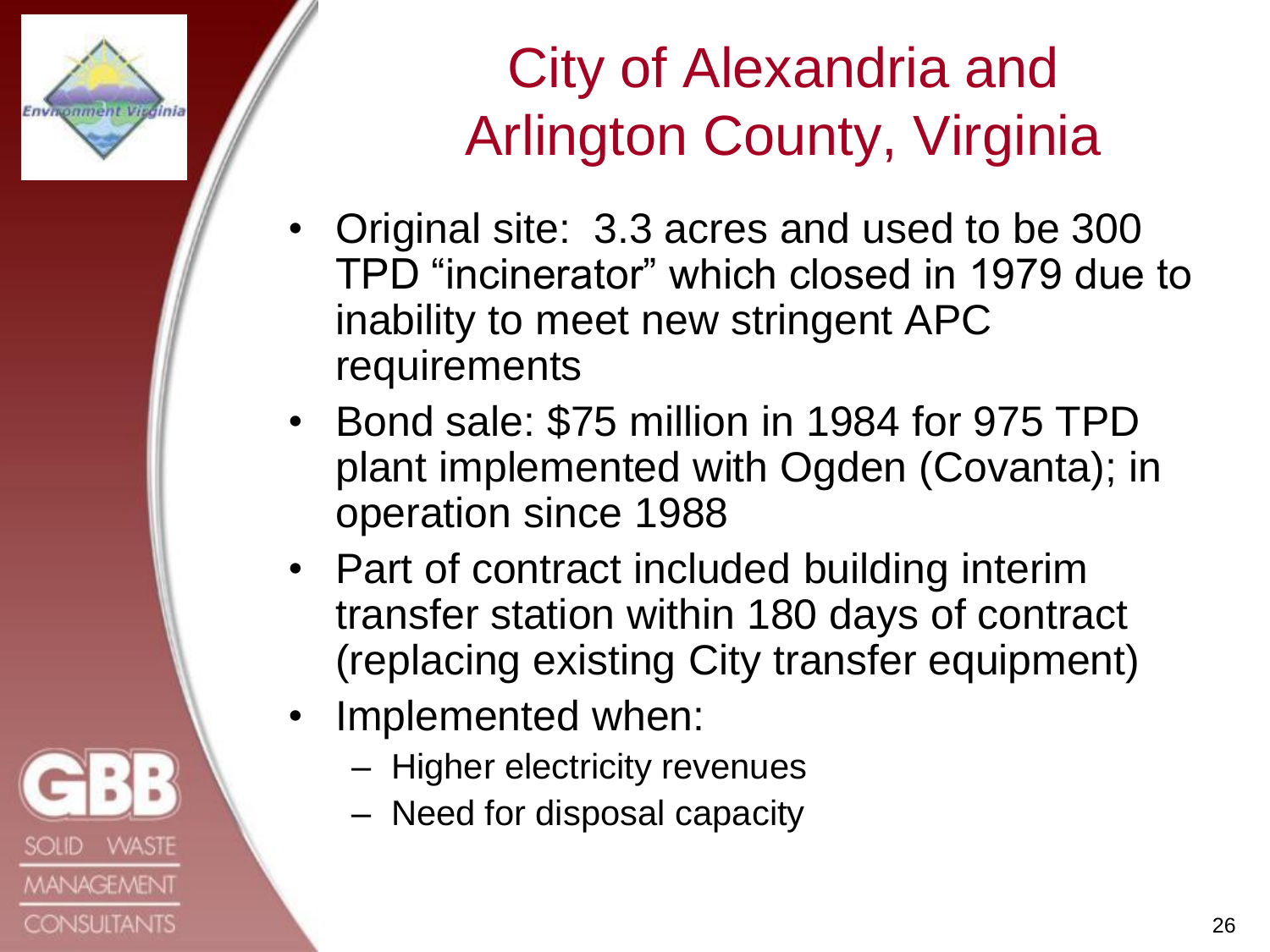# City of Alexandria and Arlington County, Virginia

- Original site: 3.3 acres and used to be 300 TPD "incinerator" which closed in 1979 due to inability to meet new stringent APC requirements
- Bond sale: $75 million in 1984 for 975 TPD plant implemented with Ogden (Covanta); in operation since 1988
- Part of contract included building interim transfer station within 180 days of contract (replacing existing City transfer equipment)
- Implemented when:
  - Higher electricity revenues
  - Need for disposal capacity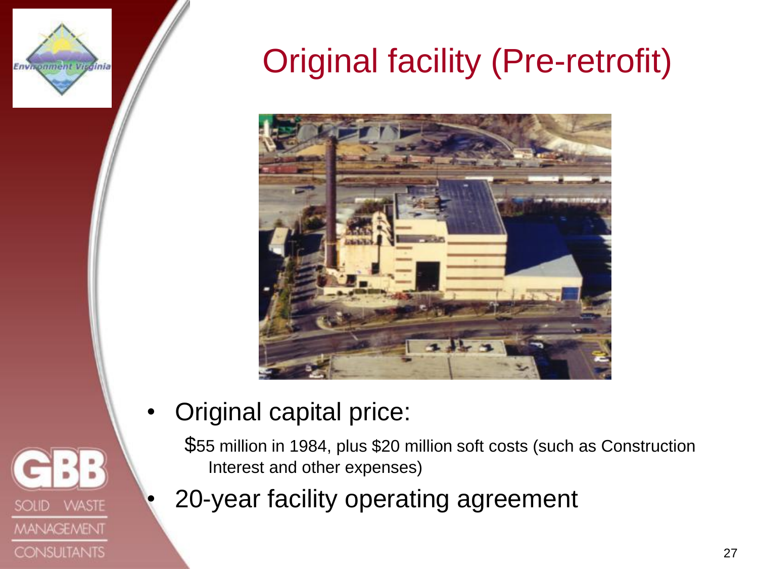# Original facility (Pre-retrofit)

- Original capital price:

  $55 million in 1984, plus $20 million soft costs (such as Construction Interest and other expenses)

- 20-year facility operating agreement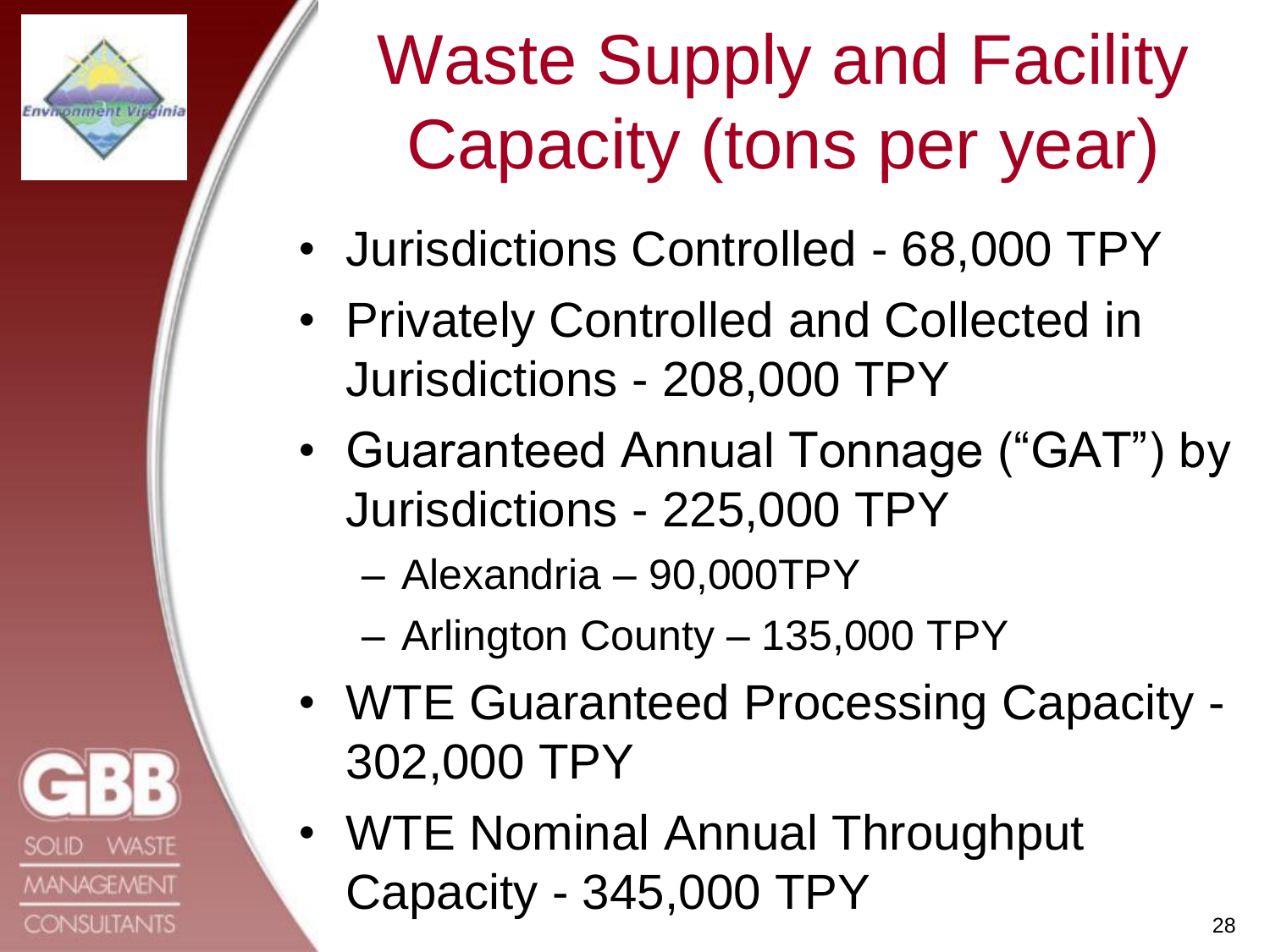# Waste Supply and Facility Capacity (tons per year)

- Jurisdictions Controlled - 68,000 TPY
- Privately Controlled and Collected in Jurisdictions - 208,000 TPY
- Guaranteed Annual Tonnage ("GAT") by Jurisdictions - 225,000 TPY
  - Alexandria – 90,000TPY
  - Arlington County – 135,000 TPY
- WTE Guaranteed Processing Capacity - 302,000 TPY
- WTE Nominal Annual Throughput Capacity - 345,000 TPY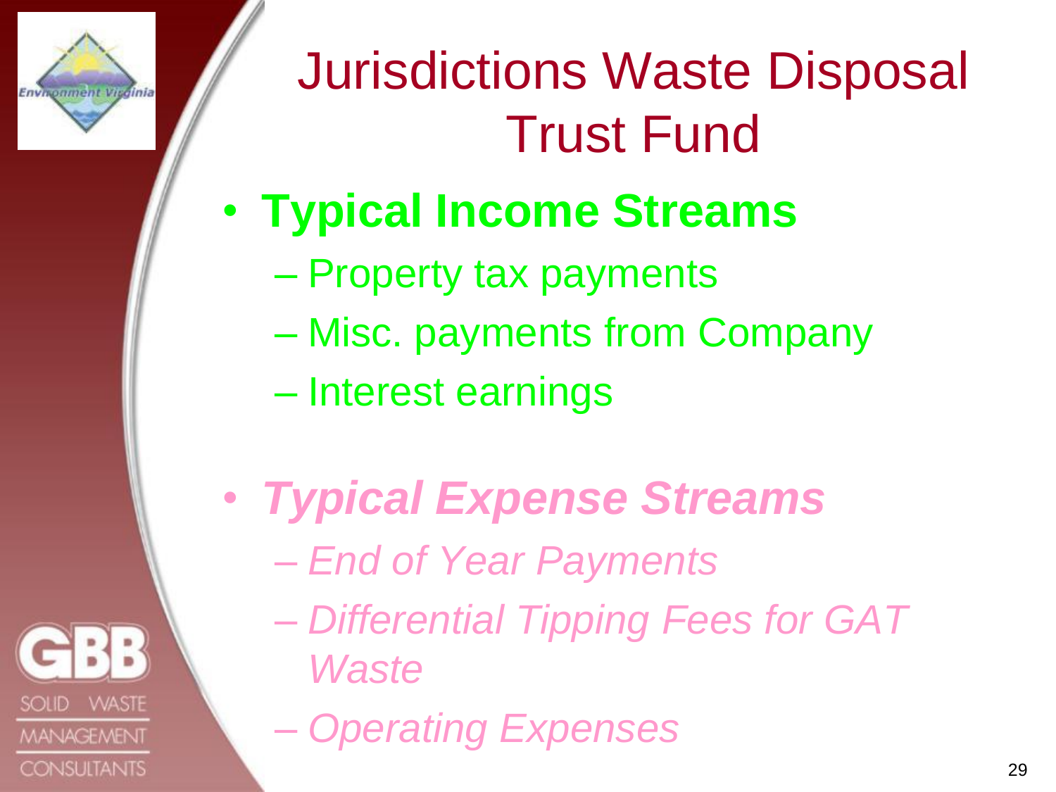# Jurisdictions Waste Disposal Trust Fund

- **Typical Income Streams**
  - Property tax payments
  - Misc. payments from Company
  - Interest earnings

- ***Typical Expense Streams***
  - *End of Year Payments*
  - *Differential Tipping Fees for GAT Waste*
  - *Operating Expenses*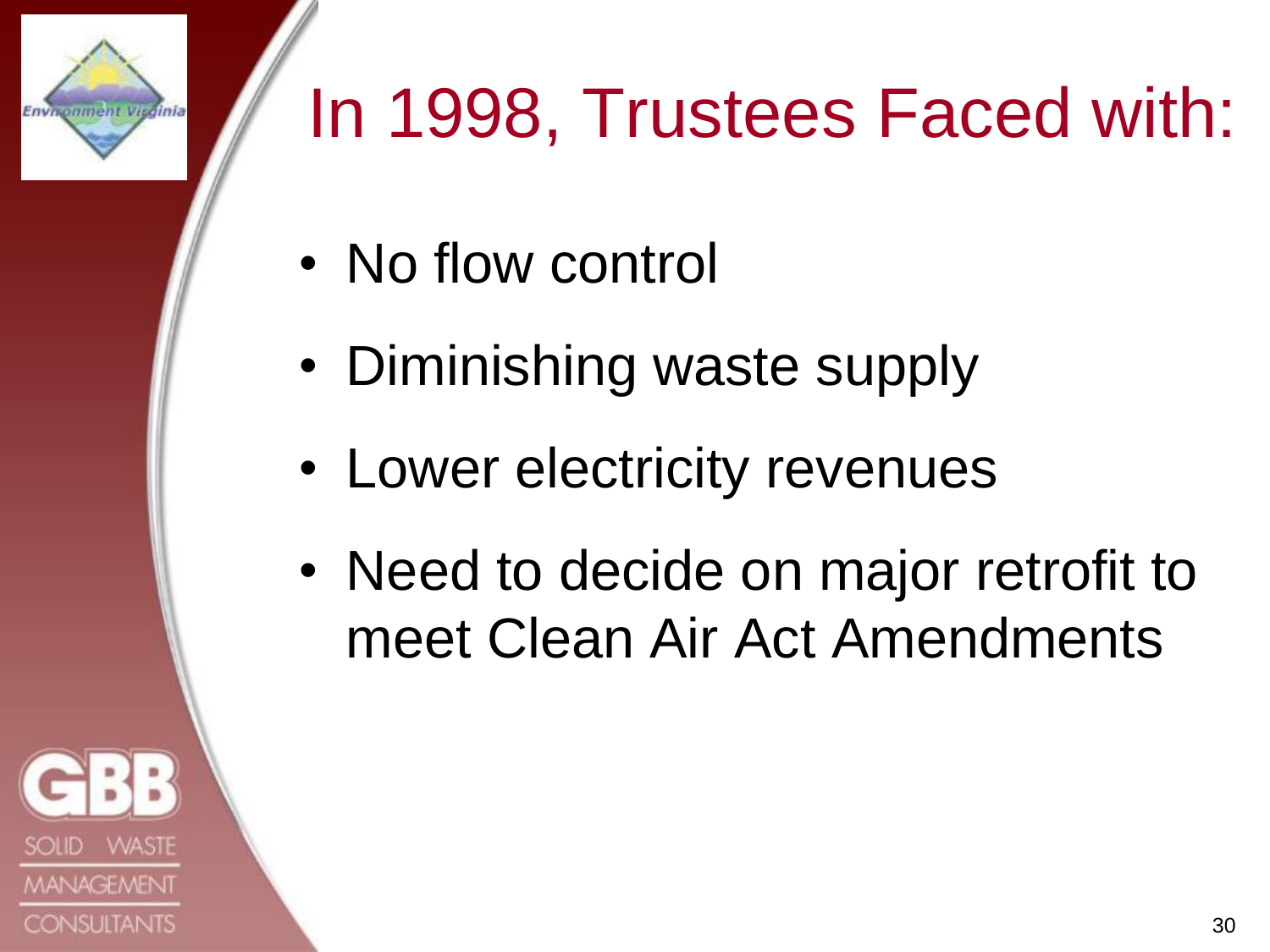# In 1998, Trustees Faced with:

- No flow control
- Diminishing waste supply
- Lower electricity revenues
- Need to decide on major retrofit to meet Clean Air Act Amendments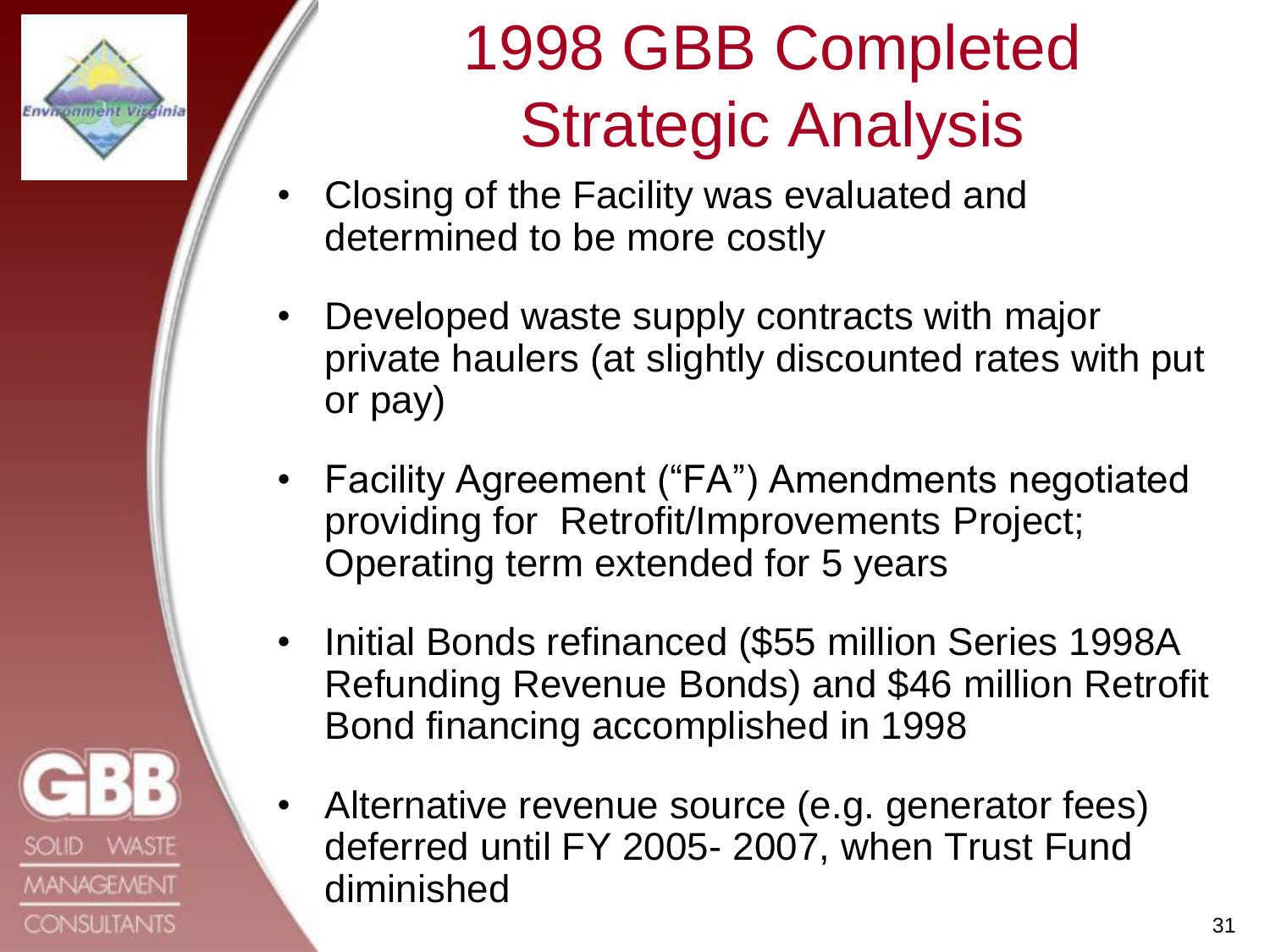# 1998 GBB Completed Strategic Analysis

- Closing of the Facility was evaluated and determined to be more costly
- Developed waste supply contracts with major private haulers (at slightly discounted rates with put or pay)
- Facility Agreement (“FA”) Amendments negotiated providing for Retrofit/Improvements Project; Operating term extended for 5 years
- Initial Bonds refinanced ($55 million Series 1998A Refunding Revenue Bonds) and $46 million Retrofit Bond financing accomplished in 1998
- Alternative revenue source (e.g. generator fees) deferred until FY 2005- 2007, when Trust Fund diminished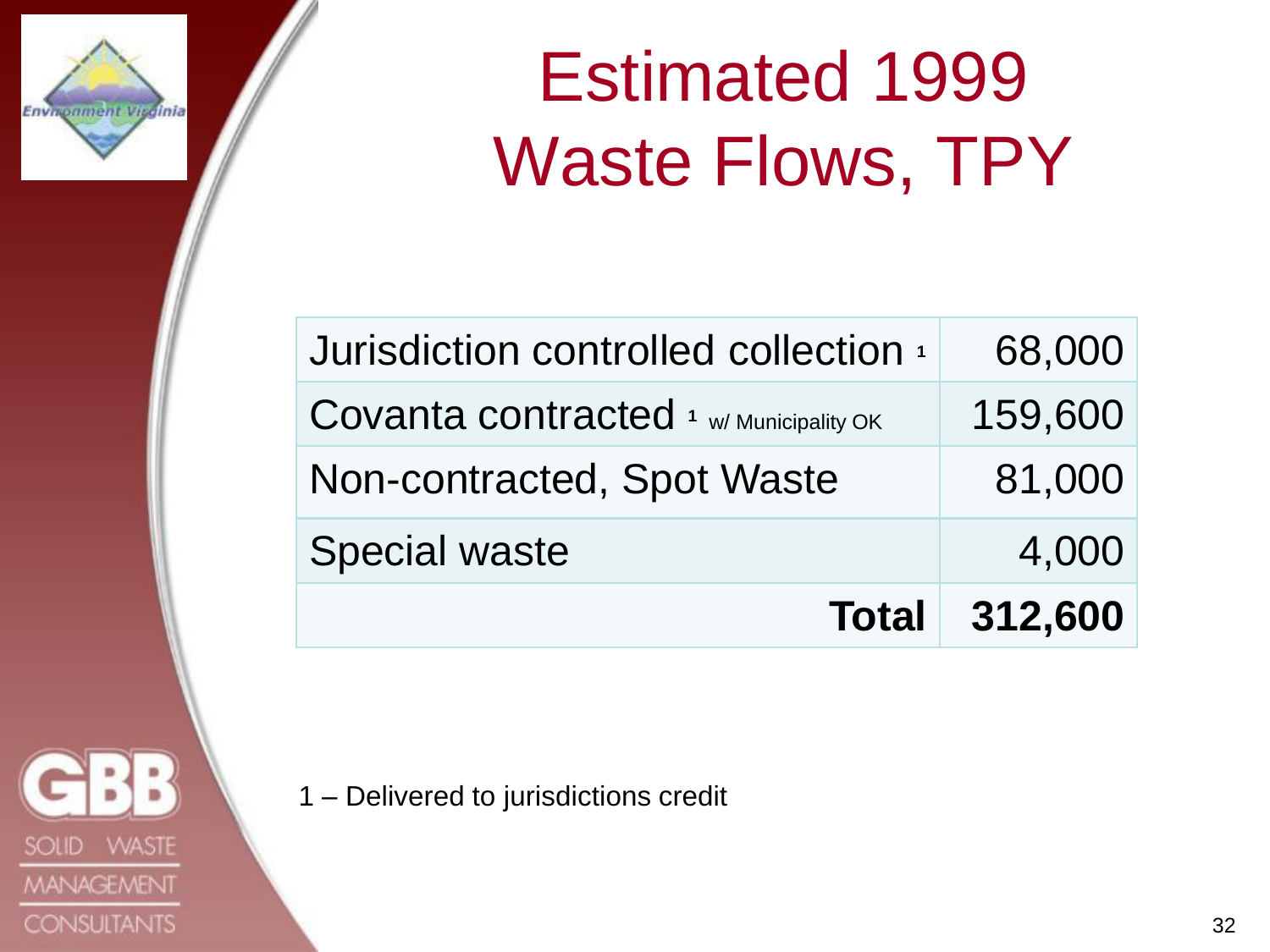# Estimated 1999 Waste Flows, TPY

| | |
|---|---:|
| Jurisdiction controlled collection [1] | 68,000 |
| Covanta contracted [1] w/ Municipality OK | 159,600 |
| Non-contracted, Spot Waste | 81,000 |
| Special waste | 4,000 |
| **Total** | **312,600** |

1 – Delivered to jurisdictions credit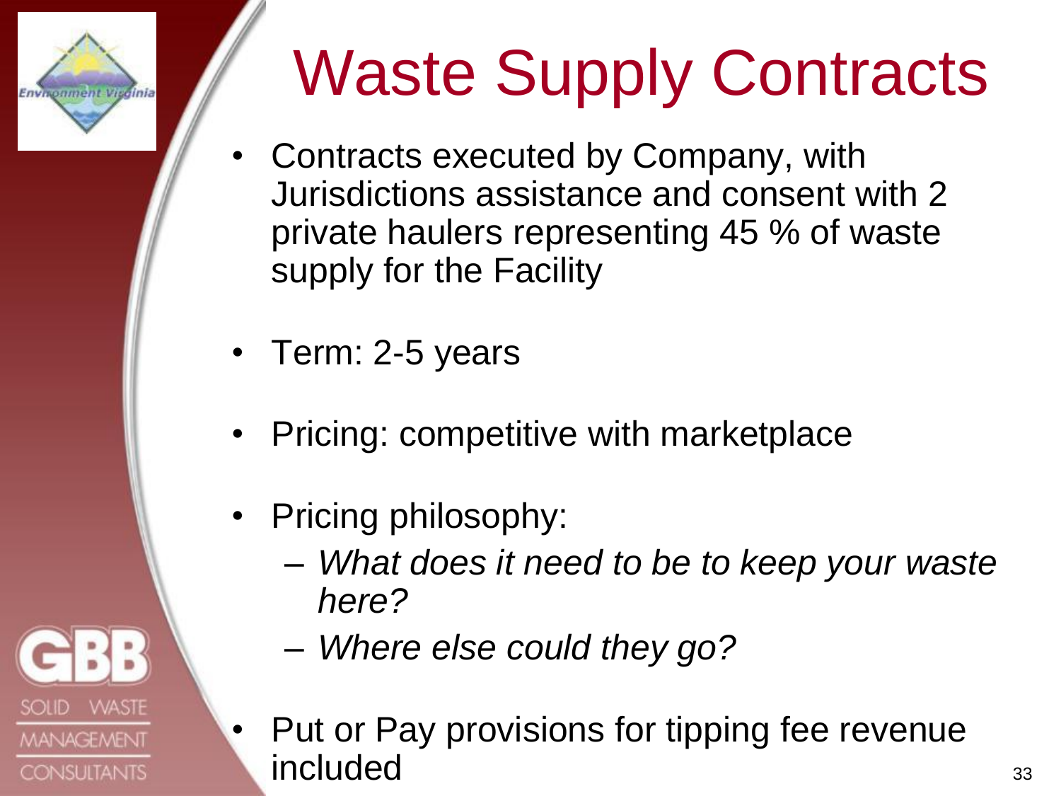# Waste Supply Contracts

- Contracts executed by Company, with Jurisdictions assistance and consent with 2 private haulers representing 45 % of waste supply for the Facility
- Term: 2-5 years
- Pricing: competitive with marketplace
- Pricing philosophy:
  - *What does it need to be to keep your waste here?*
  - *Where else could they go?*
- Put or Pay provisions for tipping fee revenue included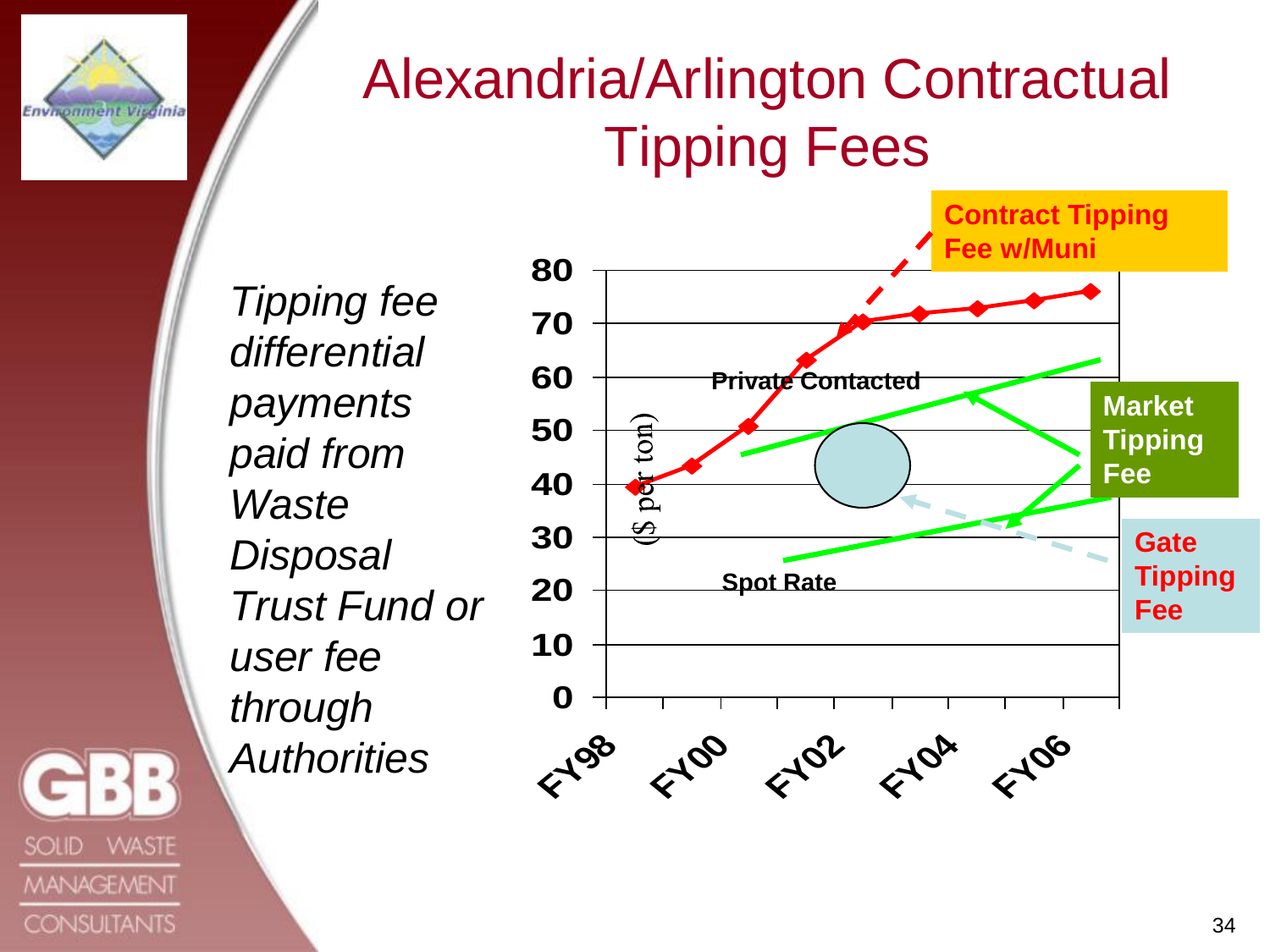# Alexandria/Arlington Contractual Tipping Fees

*Tipping fee differential payments paid from Waste Disposal Trust Fund or user fee through Authorities*

Contract Tipping Fee w/Muni

Private Contacted

Market Tipping Fee

Gate Tipping Fee

Spot Rate

($ per ton)

80
70
60
50
40
30
20
10
0

FY98 FY00 FY02 FY04 FY06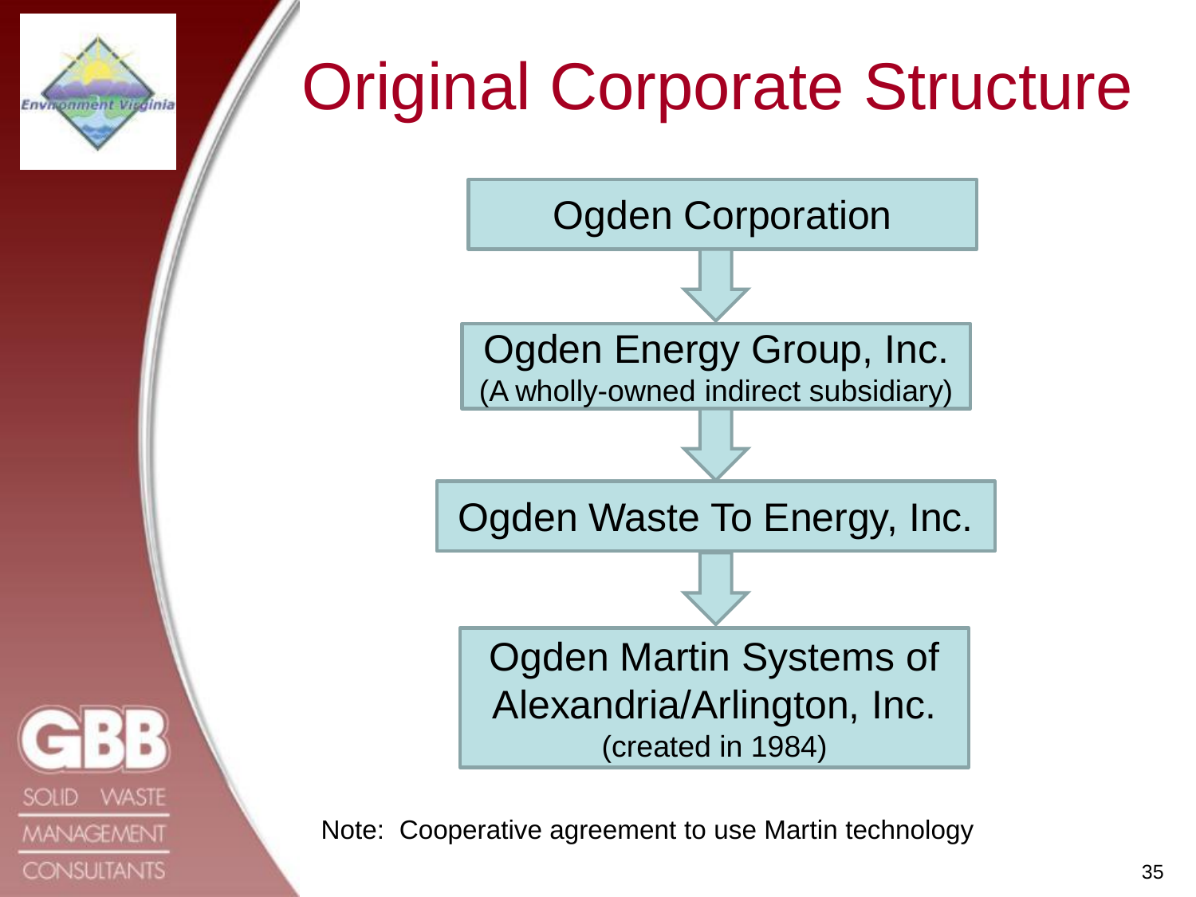# Original Corporate Structure

Ogden Corporation

↓

Ogden Energy Group, Inc.
(A wholly-owned indirect subsidiary)

↓

Ogden Waste To Energy, Inc.

↓

Ogden Martin Systems of Alexandria/Arlington, Inc.
(created in 1984)

Note: Cooperative agreement to use Martin technology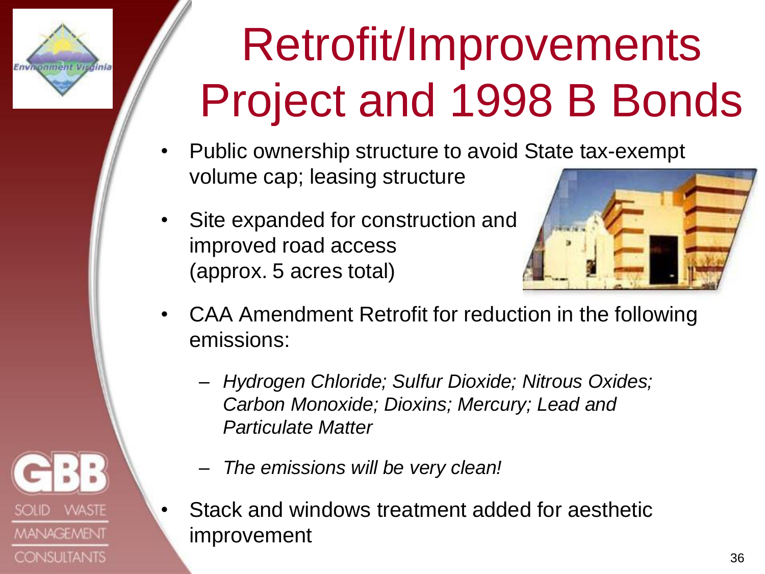# Retrofit/Improvements Project and 1998 B Bonds

- Public ownership structure to avoid State tax-exempt volume cap; leasing structure
- Site expanded for construction and improved road access (approx. 5 acres total)
- CAA Amendment Retrofit for reduction in the following emissions:
  - *Hydrogen Chloride; Sulfur Dioxide; Nitrous Oxides; Carbon Monoxide; Dioxins; Mercury; Lead and Particulate Matter*
  - *The emissions will be very clean!*
- Stack and windows treatment added for aesthetic improvement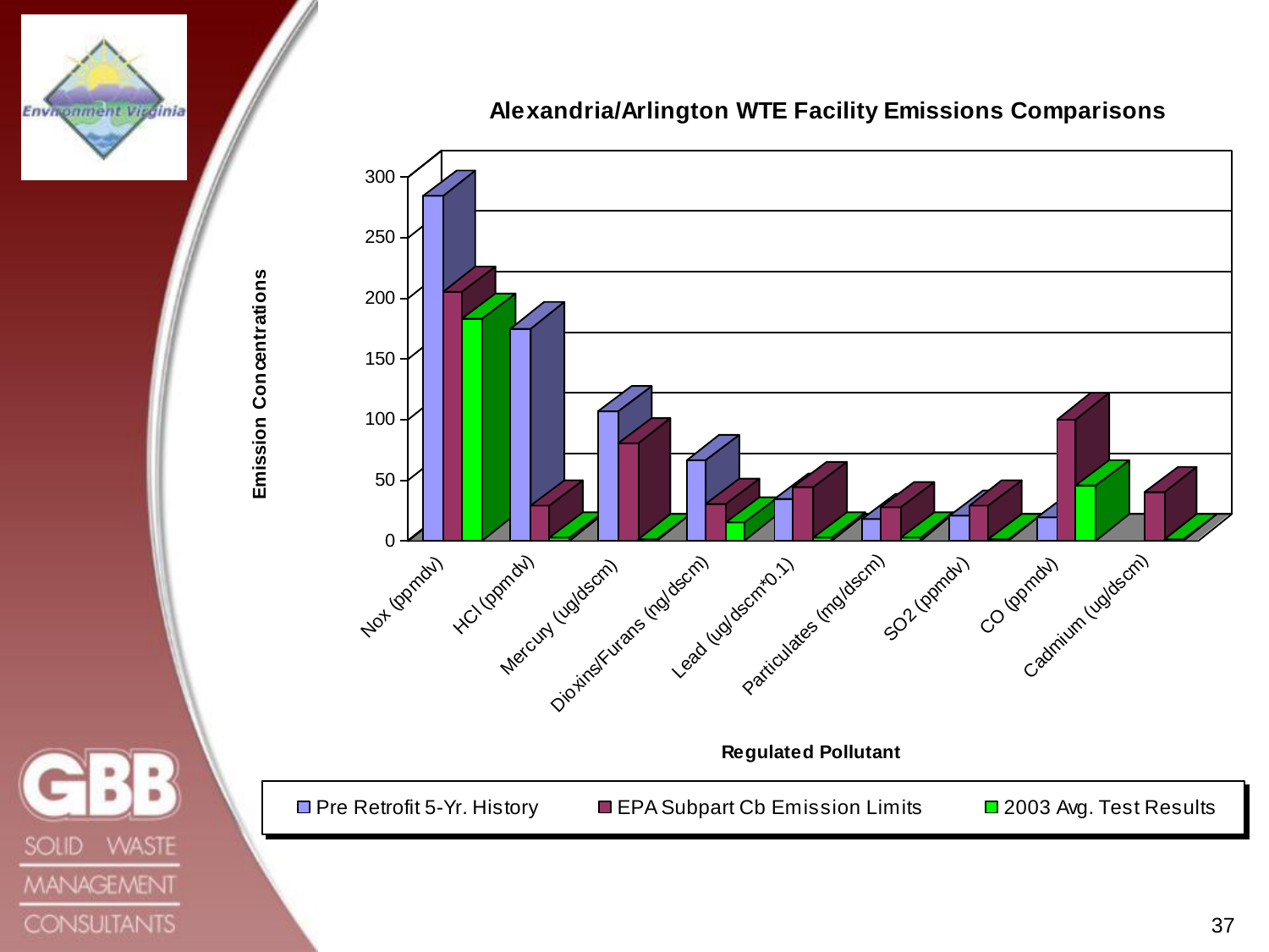## Alexandria/Arlington WTE Facility Emissions Comparisons

Emission Concentrations (y-axis: 0, 50, 100, 150, 200, 250, 300)

Regulated Pollutant (x-axis): Nox (ppmdv), HCl (ppmdv), Mercury (ug/dscm), Dioxins/Furans (ng/dscm), Lead (ug/dscm*0.1), Particulates (mg/dscm), SO2 (ppmdv), CO (ppmdv), Cadmium (ug/dscm)

Legend: Pre Retrofit 5-Yr. History; EPA Subpart Cb Emission Limits; 2003 Avg. Test Results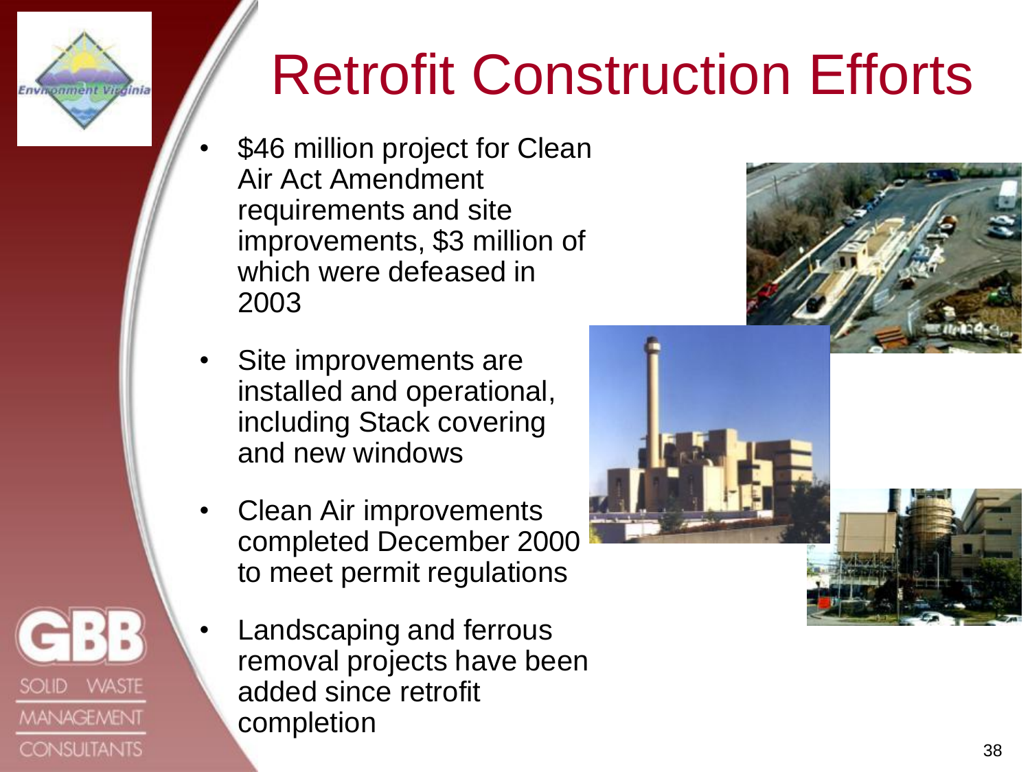# Retrofit Construction Efforts

- $46 million project for Clean Air Act Amendment requirements and site improvements, $3 million of which were defeased in 2003
- Site improvements are installed and operational, including Stack covering and new windows
- Clean Air improvements completed December 2000 to meet permit regulations
- Landscaping and ferrous removal projects have been added since retrofit completion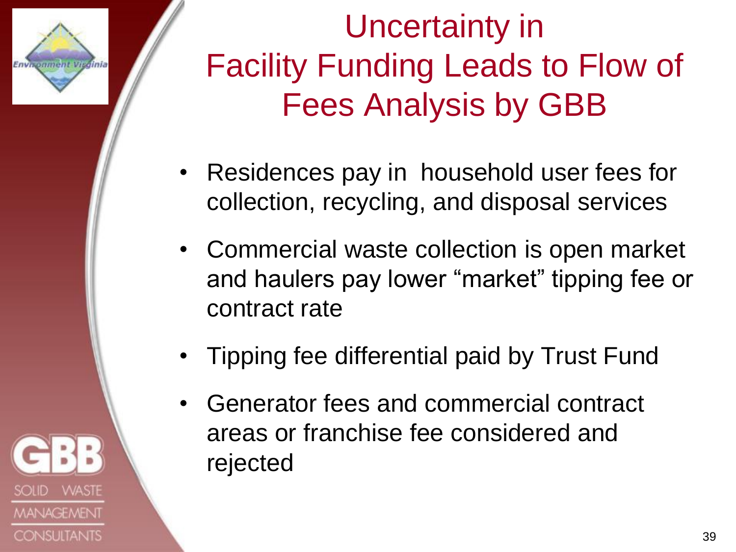# Uncertainty in Facility Funding Leads to Flow of Fees Analysis by GBB

- Residences pay in household user fees for collection, recycling, and disposal services
- Commercial waste collection is open market and haulers pay lower "market" tipping fee or contract rate
- Tipping fee differential paid by Trust Fund
- Generator fees and commercial contract areas or franchise fee considered and rejected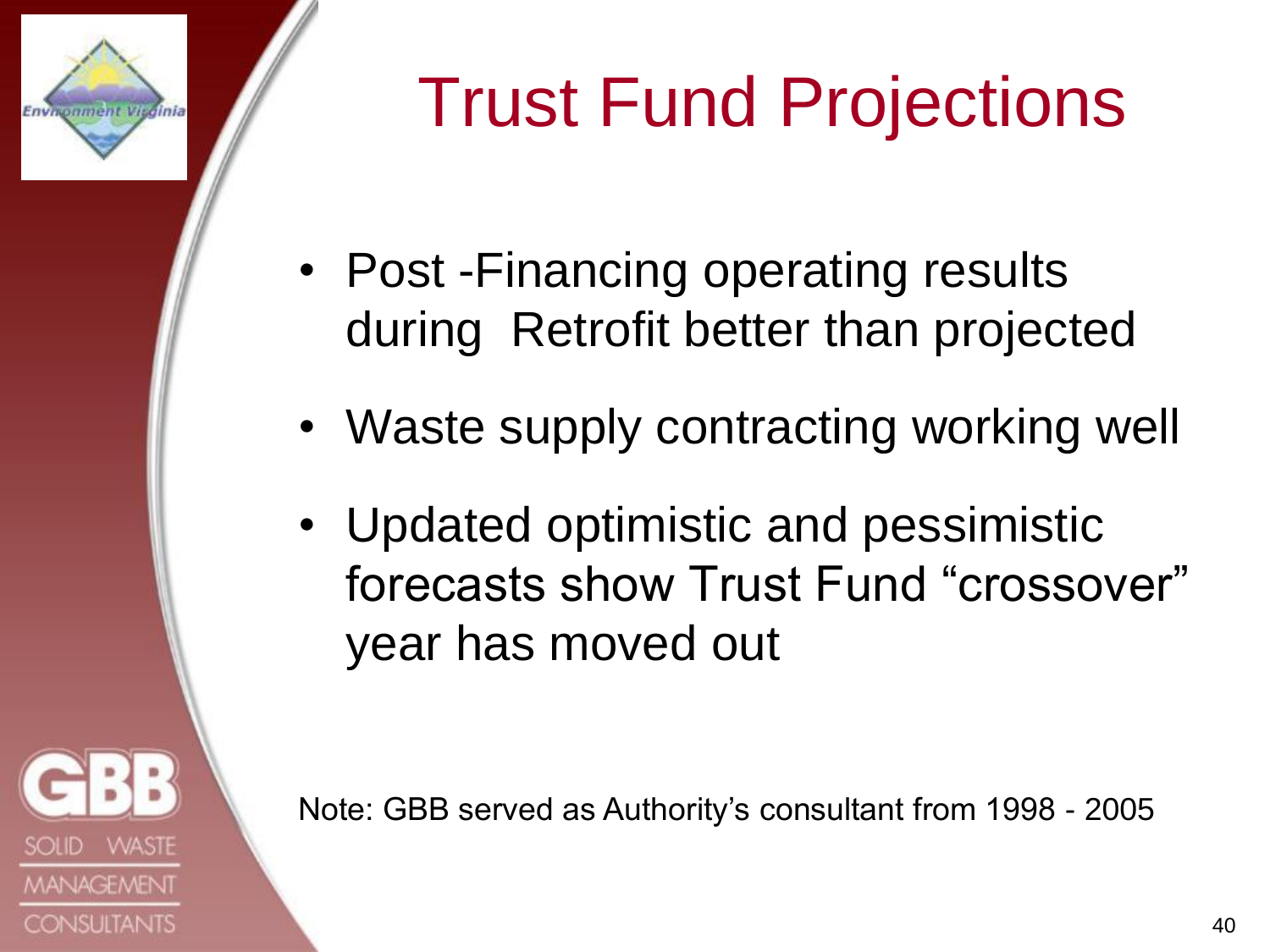# Trust Fund Projections

- Post -Financing operating results during Retrofit better than projected
- Waste supply contracting working well
- Updated optimistic and pessimistic forecasts show Trust Fund "crossover" year has moved out

Note: GBB served as Authority's consultant from 1998 - 2005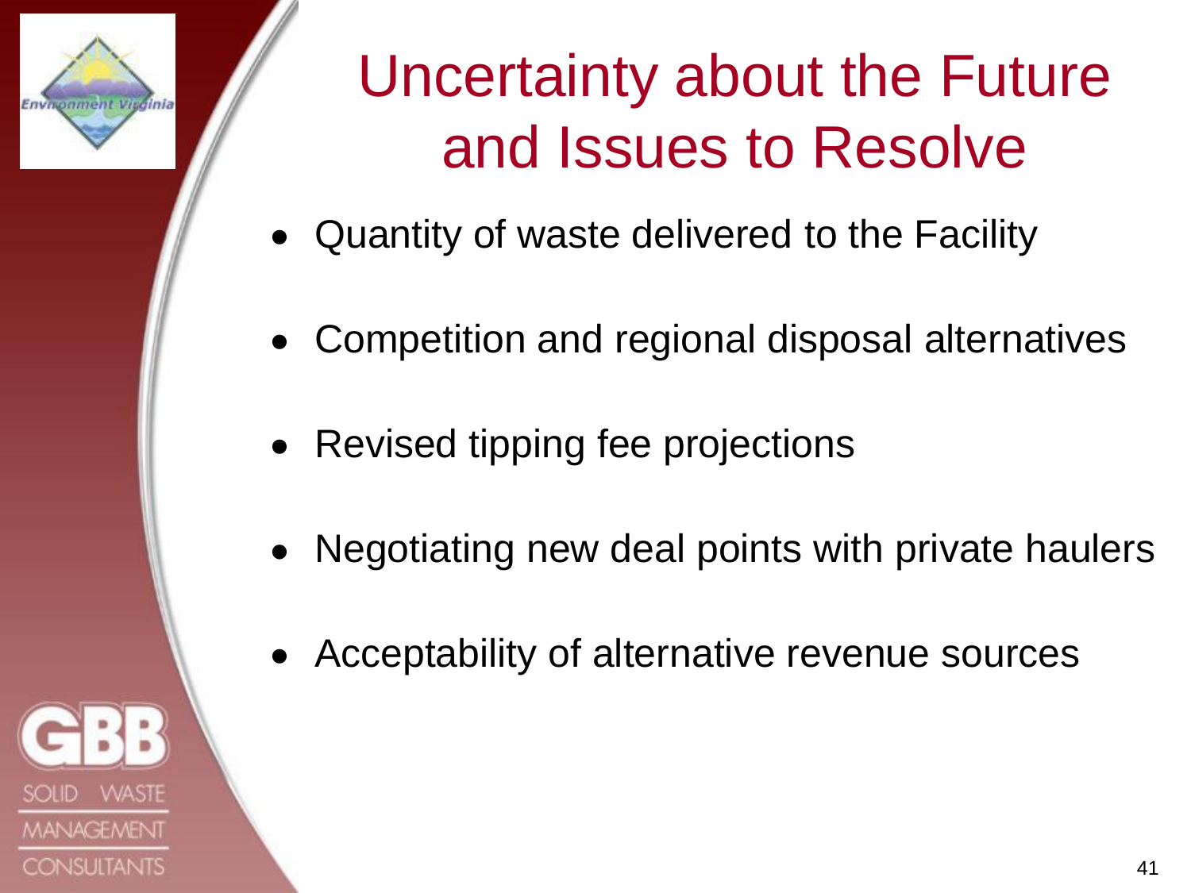# Uncertainty about the Future and Issues to Resolve

- Quantity of waste delivered to the Facility
- Competition and regional disposal alternatives
- Revised tipping fee projections
- Negotiating new deal points with private haulers
- Acceptability of alternative revenue sources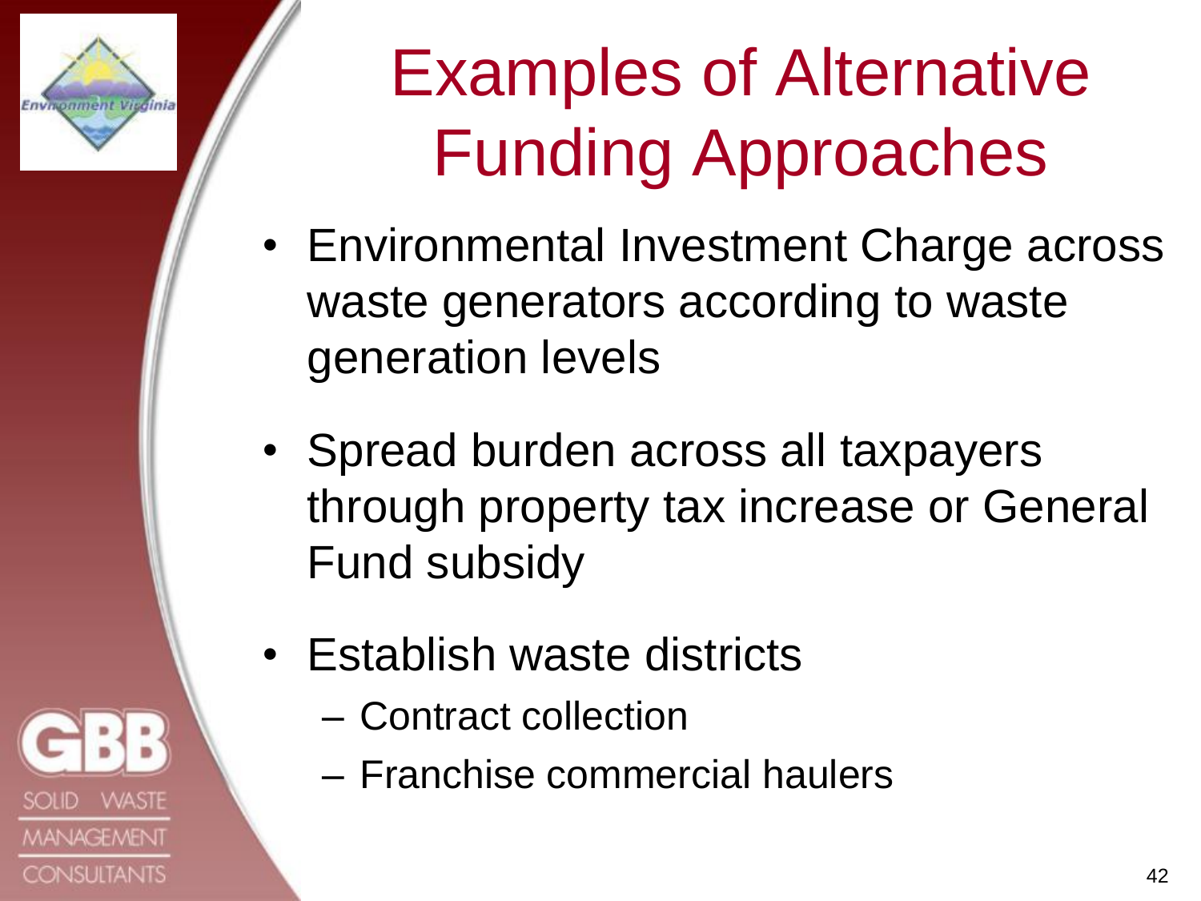# Examples of Alternative Funding Approaches

- Environmental Investment Charge across waste generators according to waste generation levels
- Spread burden across all taxpayers through property tax increase or General Fund subsidy
- Establish waste districts
  - Contract collection
  - Franchise commercial haulers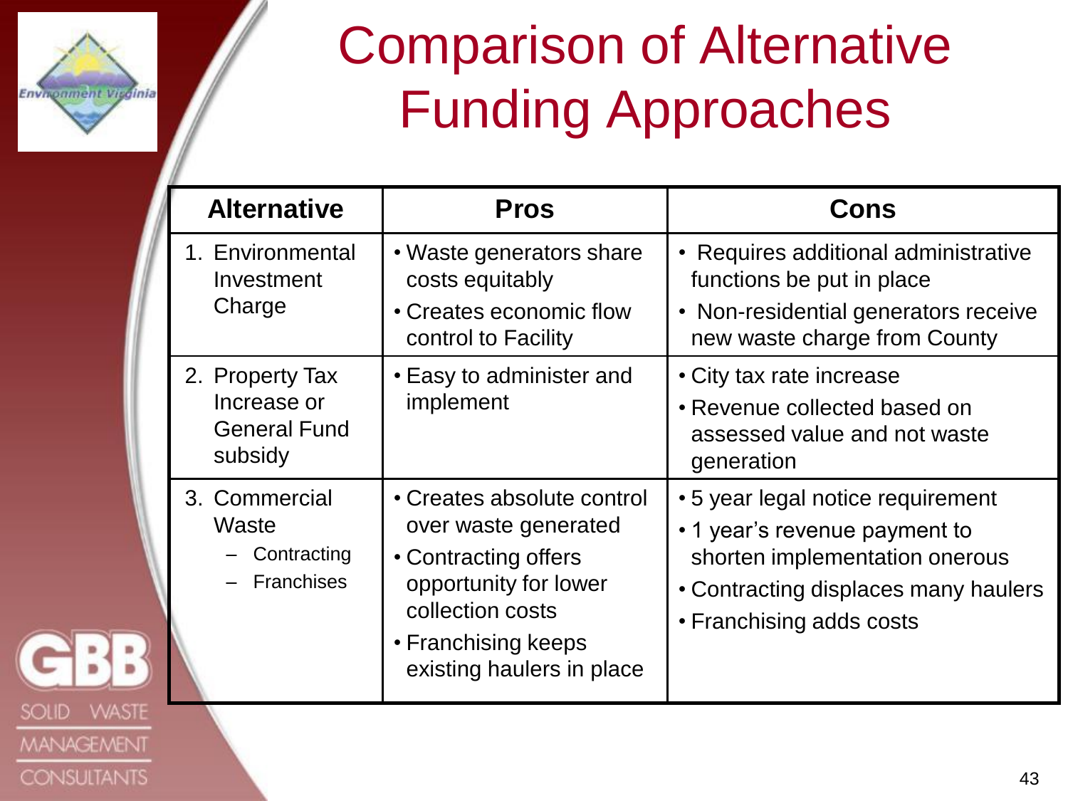# Comparison of Alternative Funding Approaches

| Alternative | Pros | Cons |
|---|---|---|
| 1. Environmental Investment Charge | • Waste generators share costs equitably<br>• Creates economic flow control to Facility | • Requires additional administrative functions be put in place<br>• Non-residential generators receive new waste charge from County |
| 2. Property Tax Increase or General Fund subsidy | • Easy to administer and implement | • City tax rate increase<br>• Revenue collected based on assessed value and not waste generation |
| 3. Commercial Waste<br>– Contracting<br>– Franchises | • Creates absolute control over waste generated<br>• Contracting offers opportunity for lower collection costs<br>• Franchising keeps existing haulers in place | • 5 year legal notice requirement<br>• 1 year's revenue payment to shorten implementation onerous<br>• Contracting displaces many haulers<br>• Franchising adds costs |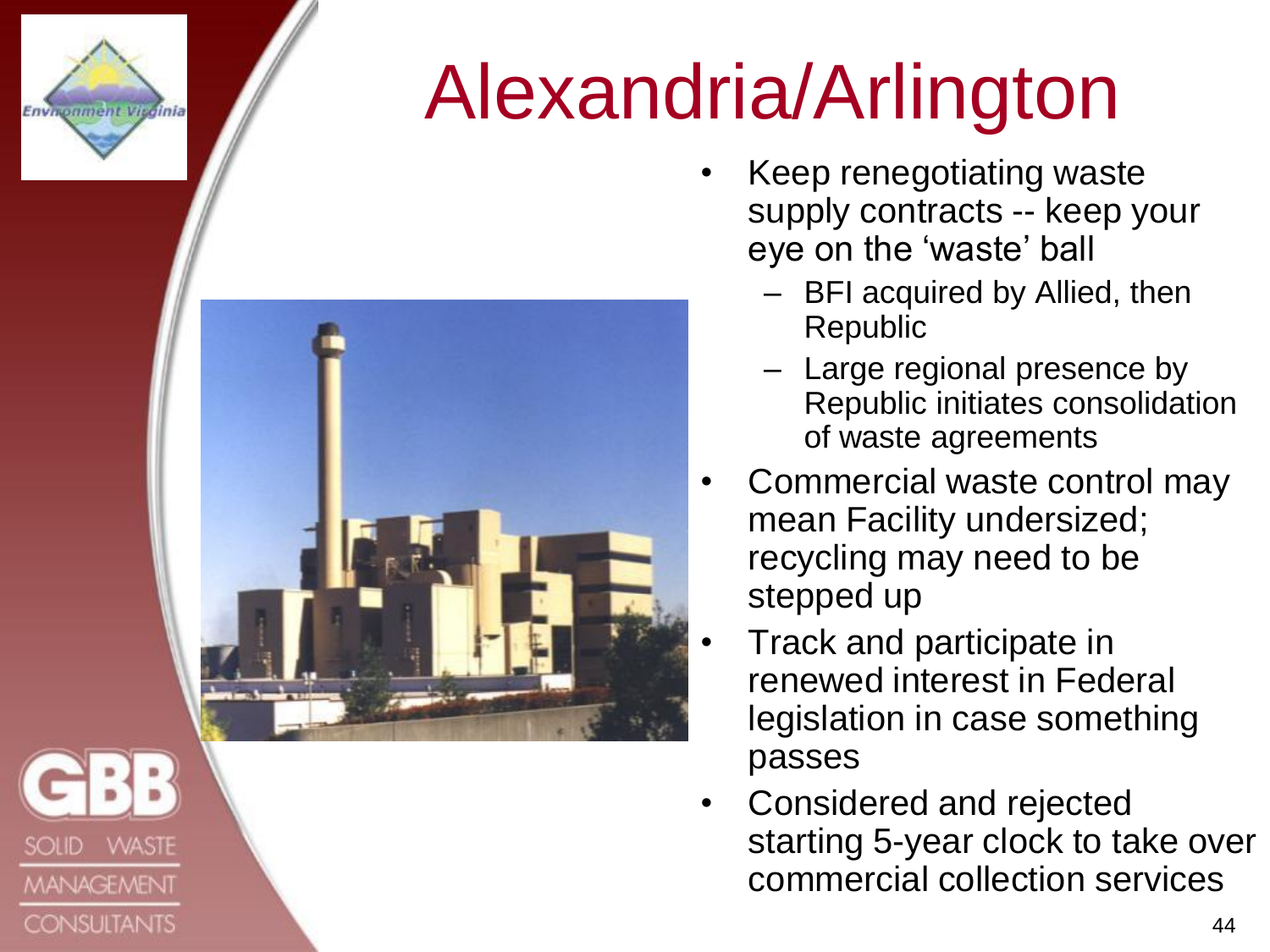# Alexandria/Arlington

- Keep renegotiating waste supply contracts -- keep your eye on the 'waste' ball
  - BFI acquired by Allied, then Republic
  - Large regional presence by Republic initiates consolidation of waste agreements
- Commercial waste control may mean Facility undersized; recycling may need to be stepped up
- Track and participate in renewed interest in Federal legislation in case something passes
- Considered and rejected starting 5-year clock to take over commercial collection services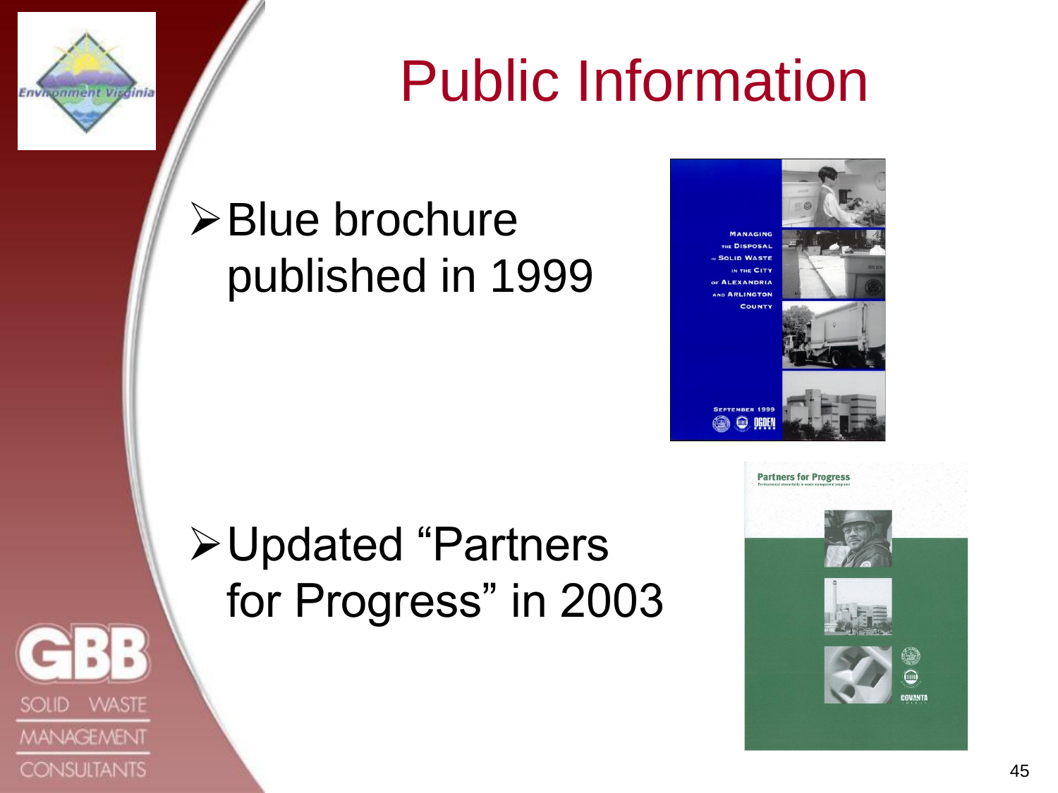# Public Information

- Blue brochure published in 1999

- Updated "Partners for Progress" in 2003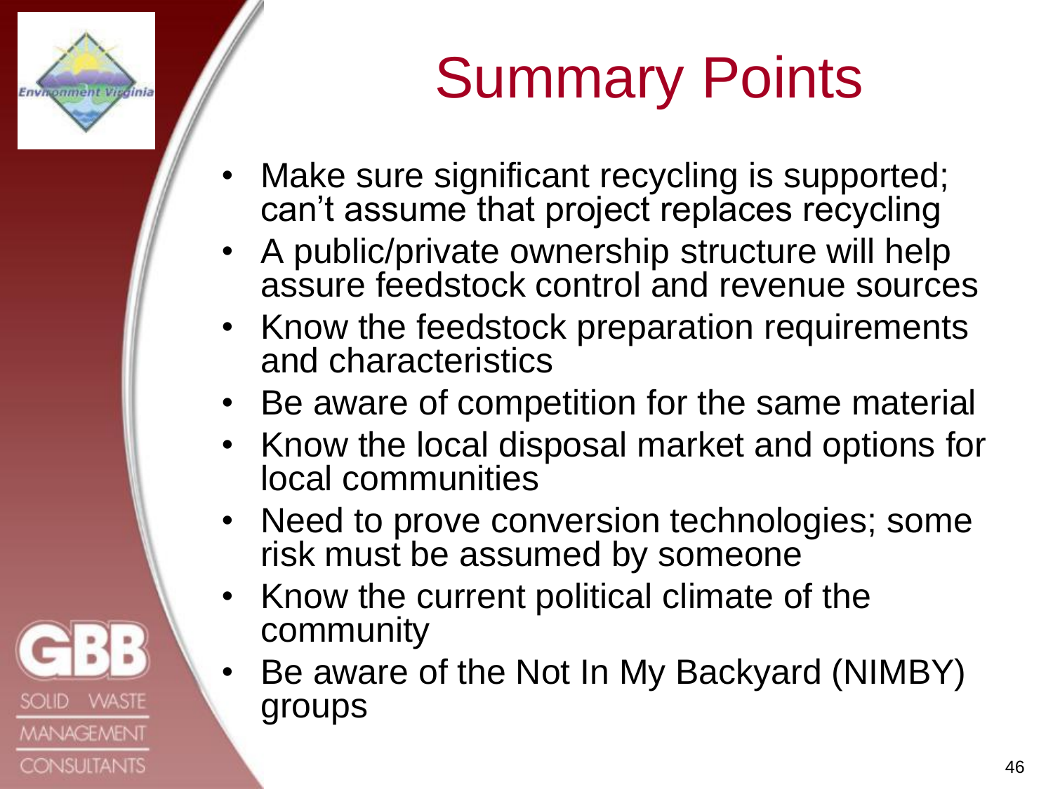# Summary Points

- Make sure significant recycling is supported; can't assume that project replaces recycling
- A public/private ownership structure will help assure feedstock control and revenue sources
- Know the feedstock preparation requirements and characteristics
- Be aware of competition for the same material
- Know the local disposal market and options for local communities
- Need to prove conversion technologies; some risk must be assumed by someone
- Know the current political climate of the community
- Be aware of the Not In My Backyard (NIMBY) groups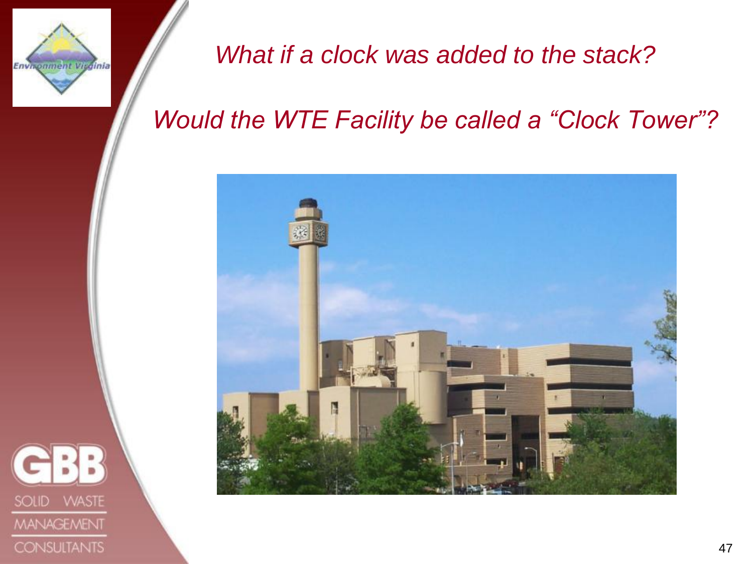*What if a clock was added to the stack?*

*Would the WTE Facility be called a "Clock Tower"?*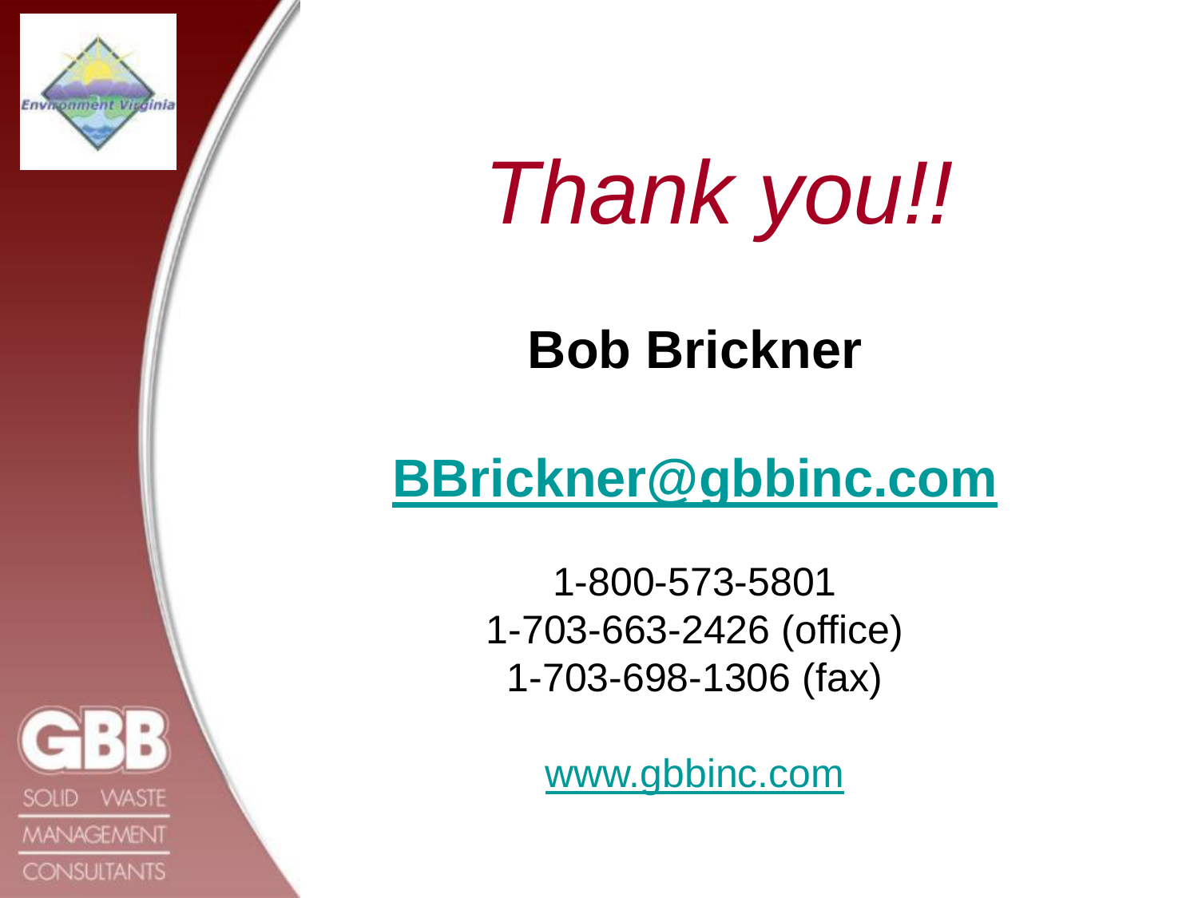# *Thank you!!*

**Bob Brickner**

**[BBrickner@gbbinc.com](mailto:BBrickner@gbbinc.com)**

1-800-573-5801
1-703-663-2426 (office)
1-703-698-1306 (fax)

[www.gbbinc.com](http://www.gbbinc.com)